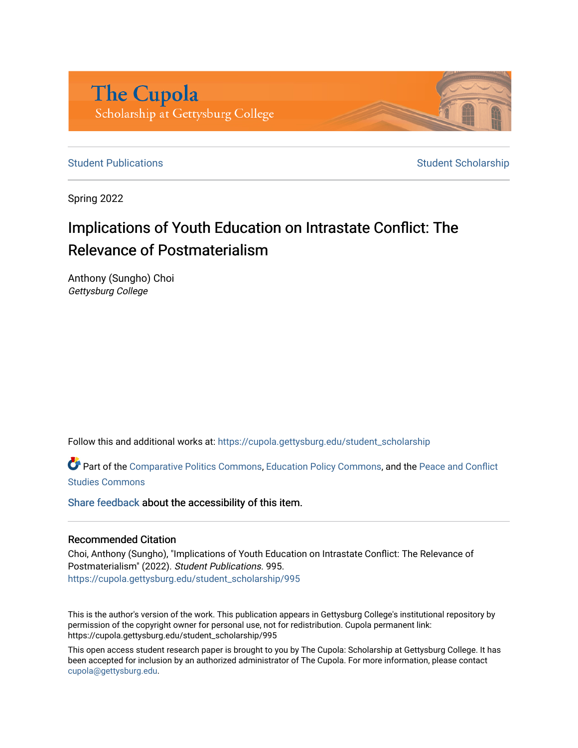# The Cupola
Scholarship at Gettysburg College

Student Publications | Student Scholarship

Spring 2022

## Implications of Youth Education on Intrastate Conflict: The Relevance of Postmaterialism

Anthony (Sungho) Choi
*Gettysburg College*

Follow this and additional works at: https://cupola.gettysburg.edu/student_scholarship

Part of the Comparative Politics Commons, Education Policy Commons, and the Peace and Conflict Studies Commons

Share feedback about the accessibility of this item.

### Recommended Citation

Choi, Anthony (Sungho), "Implications of Youth Education on Intrastate Conflict: The Relevance of Postmaterialism" (2022). *Student Publications*. 995.
https://cupola.gettysburg.edu/student_scholarship/995

This is the author's version of the work. This publication appears in Gettysburg College's institutional repository by permission of the copyright owner for personal use, not for redistribution. Cupola permanent link: https://cupola.gettysburg.edu/student_scholarship/995

This open access student research paper is brought to you by The Cupola: Scholarship at Gettysburg College. It has been accepted for inclusion by an authorized administrator of The Cupola. For more information, please contact cupola@gettysburg.edu.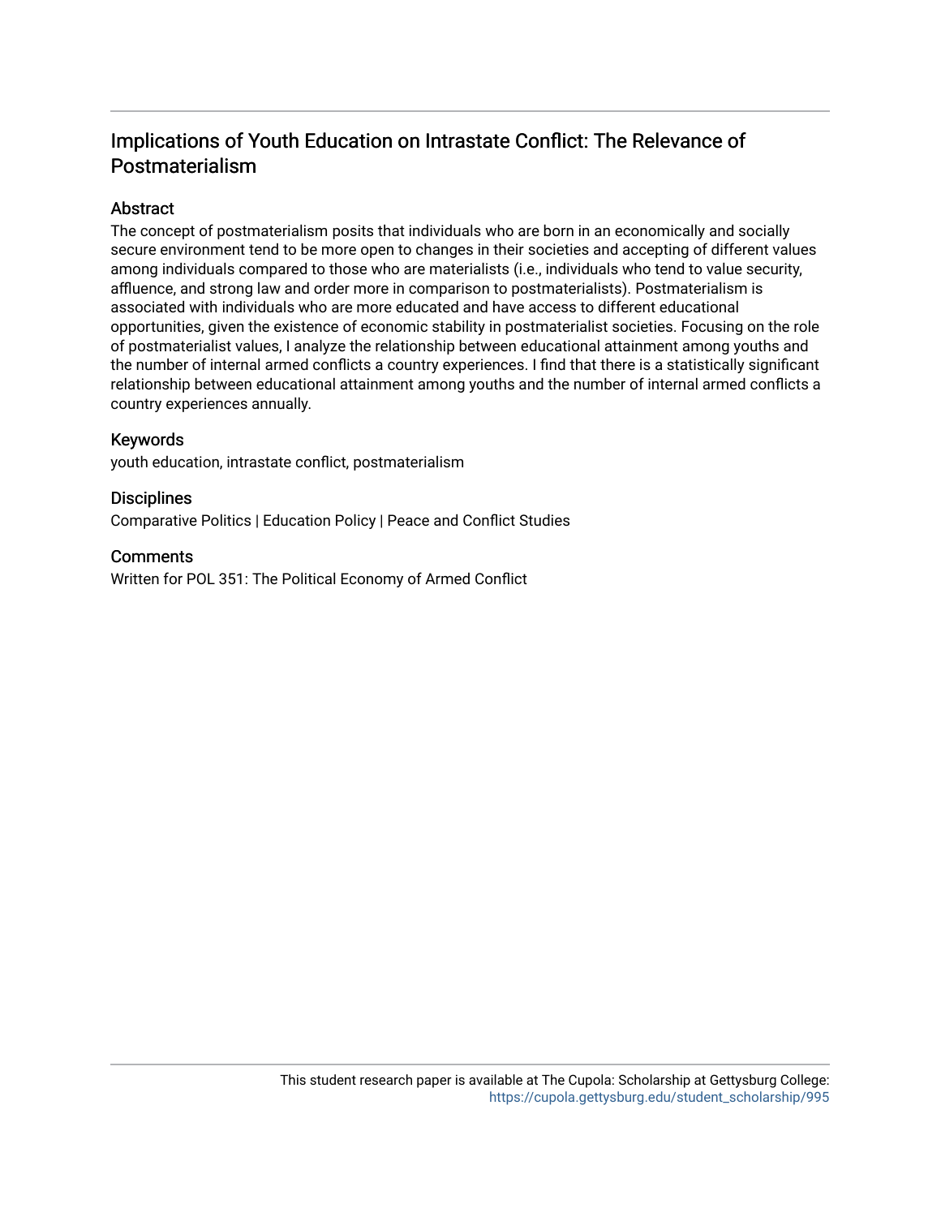# Implications of Youth Education on Intrastate Conflict: The Relevance of Postmaterialism

## Abstract

The concept of postmaterialism posits that individuals who are born in an economically and socially secure environment tend to be more open to changes in their societies and accepting of different values among individuals compared to those who are materialists (i.e., individuals who tend to value security, affluence, and strong law and order more in comparison to postmaterialists). Postmaterialism is associated with individuals who are more educated and have access to different educational opportunities, given the existence of economic stability in postmaterialist societies. Focusing on the role of postmaterialist values, I analyze the relationship between educational attainment among youths and the number of internal armed conflicts a country experiences. I find that there is a statistically significant relationship between educational attainment among youths and the number of internal armed conflicts a country experiences annually.

## Keywords

youth education, intrastate conflict, postmaterialism

## Disciplines

Comparative Politics | Education Policy | Peace and Conflict Studies

## Comments

Written for POL 351: The Political Economy of Armed Conflict

This student research paper is available at The Cupola: Scholarship at Gettysburg College: https://cupola.gettysburg.edu/student_scholarship/995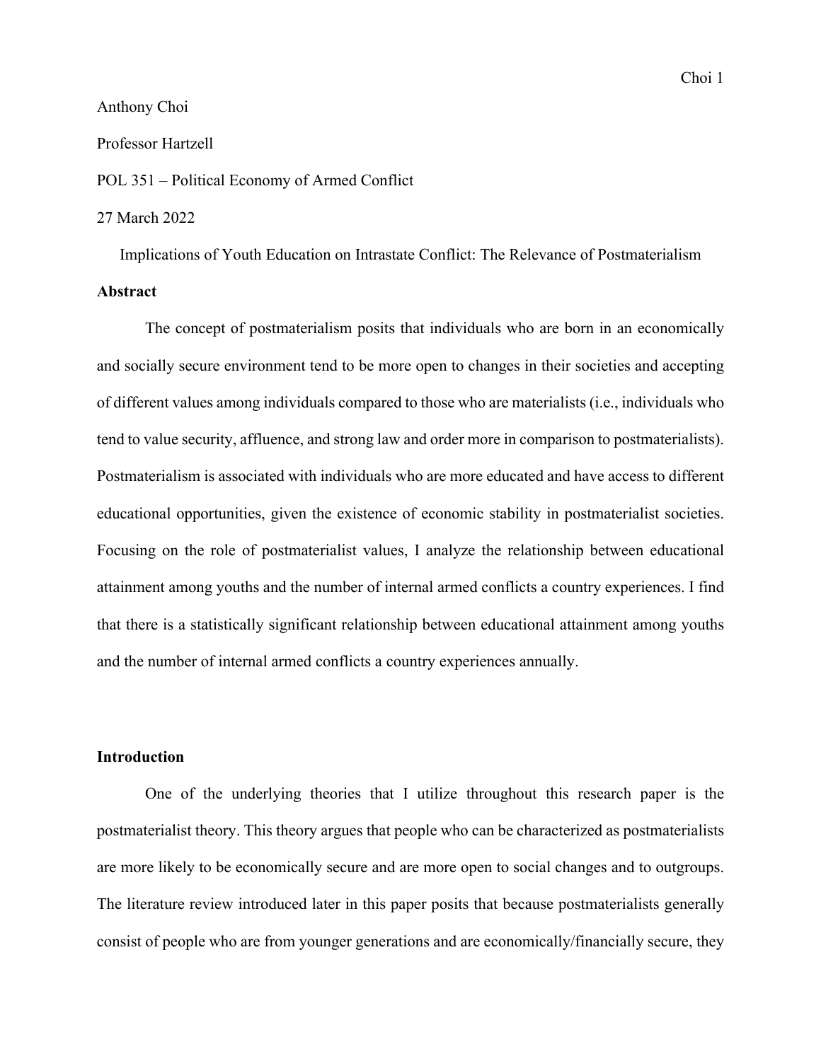Anthony Choi

Professor Hartzell

POL 351 – Political Economy of Armed Conflict

27 March 2022

Implications of Youth Education on Intrastate Conflict: The Relevance of Postmaterialism

**Abstract**

The concept of postmaterialism posits that individuals who are born in an economically and socially secure environment tend to be more open to changes in their societies and accepting of different values among individuals compared to those who are materialists (i.e., individuals who tend to value security, affluence, and strong law and order more in comparison to postmaterialists). Postmaterialism is associated with individuals who are more educated and have access to different educational opportunities, given the existence of economic stability in postmaterialist societies. Focusing on the role of postmaterialist values, I analyze the relationship between educational attainment among youths and the number of internal armed conflicts a country experiences. I find that there is a statistically significant relationship between educational attainment among youths and the number of internal armed conflicts a country experiences annually.

**Introduction**

One of the underlying theories that I utilize throughout this research paper is the postmaterialist theory. This theory argues that people who can be characterized as postmaterialists are more likely to be economically secure and are more open to social changes and to outgroups. The literature review introduced later in this paper posits that because postmaterialists generally consist of people who are from younger generations and are economically/financially secure, they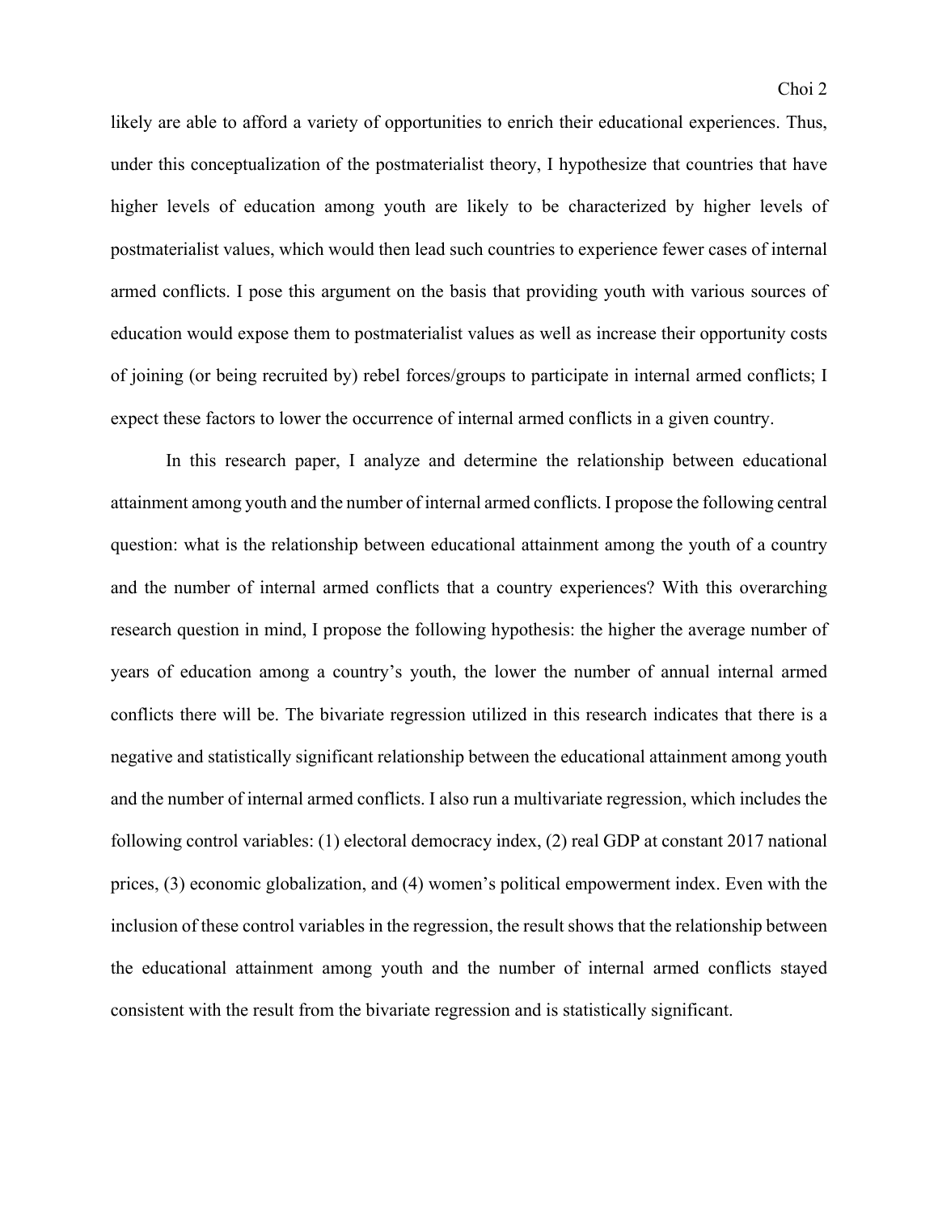likely are able to afford a variety of opportunities to enrich their educational experiences. Thus, under this conceptualization of the postmaterialist theory, I hypothesize that countries that have higher levels of education among youth are likely to be characterized by higher levels of postmaterialist values, which would then lead such countries to experience fewer cases of internal armed conflicts. I pose this argument on the basis that providing youth with various sources of education would expose them to postmaterialist values as well as increase their opportunity costs of joining (or being recruited by) rebel forces/groups to participate in internal armed conflicts; I expect these factors to lower the occurrence of internal armed conflicts in a given country.

In this research paper, I analyze and determine the relationship between educational attainment among youth and the number of internal armed conflicts. I propose the following central question: what is the relationship between educational attainment among the youth of a country and the number of internal armed conflicts that a country experiences? With this overarching research question in mind, I propose the following hypothesis: the higher the average number of years of education among a country's youth, the lower the number of annual internal armed conflicts there will be. The bivariate regression utilized in this research indicates that there is a negative and statistically significant relationship between the educational attainment among youth and the number of internal armed conflicts. I also run a multivariate regression, which includes the following control variables: (1) electoral democracy index, (2) real GDP at constant 2017 national prices, (3) economic globalization, and (4) women's political empowerment index. Even with the inclusion of these control variables in the regression, the result shows that the relationship between the educational attainment among youth and the number of internal armed conflicts stayed consistent with the result from the bivariate regression and is statistically significant.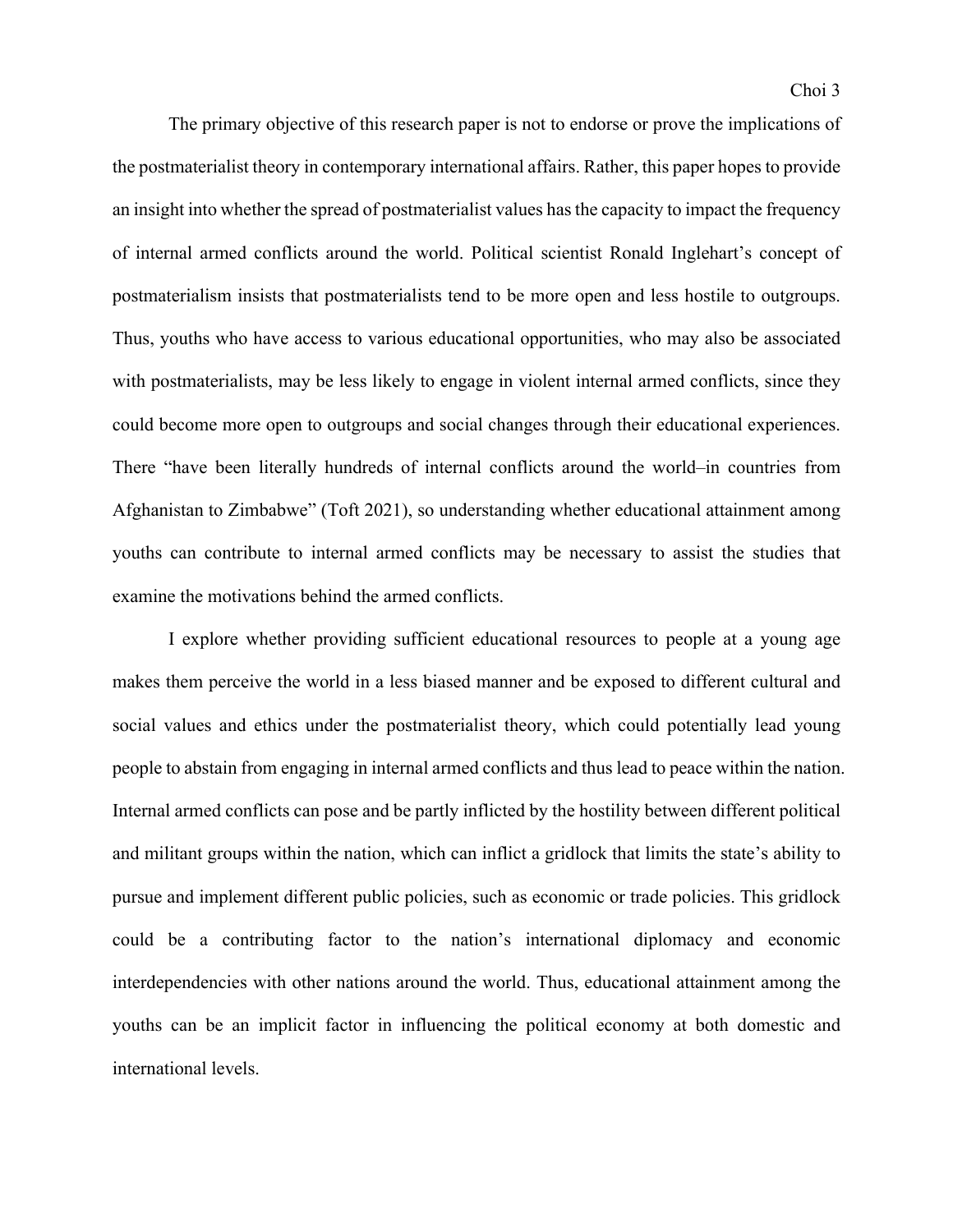The primary objective of this research paper is not to endorse or prove the implications of the postmaterialist theory in contemporary international affairs. Rather, this paper hopes to provide an insight into whether the spread of postmaterialist values has the capacity to impact the frequency of internal armed conflicts around the world. Political scientist Ronald Inglehart's concept of postmaterialism insists that postmaterialists tend to be more open and less hostile to outgroups. Thus, youths who have access to various educational opportunities, who may also be associated with postmaterialists, may be less likely to engage in violent internal armed conflicts, since they could become more open to outgroups and social changes through their educational experiences. There "have been literally hundreds of internal conflicts around the world–in countries from Afghanistan to Zimbabwe" (Toft 2021), so understanding whether educational attainment among youths can contribute to internal armed conflicts may be necessary to assist the studies that examine the motivations behind the armed conflicts.

I explore whether providing sufficient educational resources to people at a young age makes them perceive the world in a less biased manner and be exposed to different cultural and social values and ethics under the postmaterialist theory, which could potentially lead young people to abstain from engaging in internal armed conflicts and thus lead to peace within the nation. Internal armed conflicts can pose and be partly inflicted by the hostility between different political and militant groups within the nation, which can inflict a gridlock that limits the state's ability to pursue and implement different public policies, such as economic or trade policies. This gridlock could be a contributing factor to the nation's international diplomacy and economic interdependencies with other nations around the world. Thus, educational attainment among the youths can be an implicit factor in influencing the political economy at both domestic and international levels.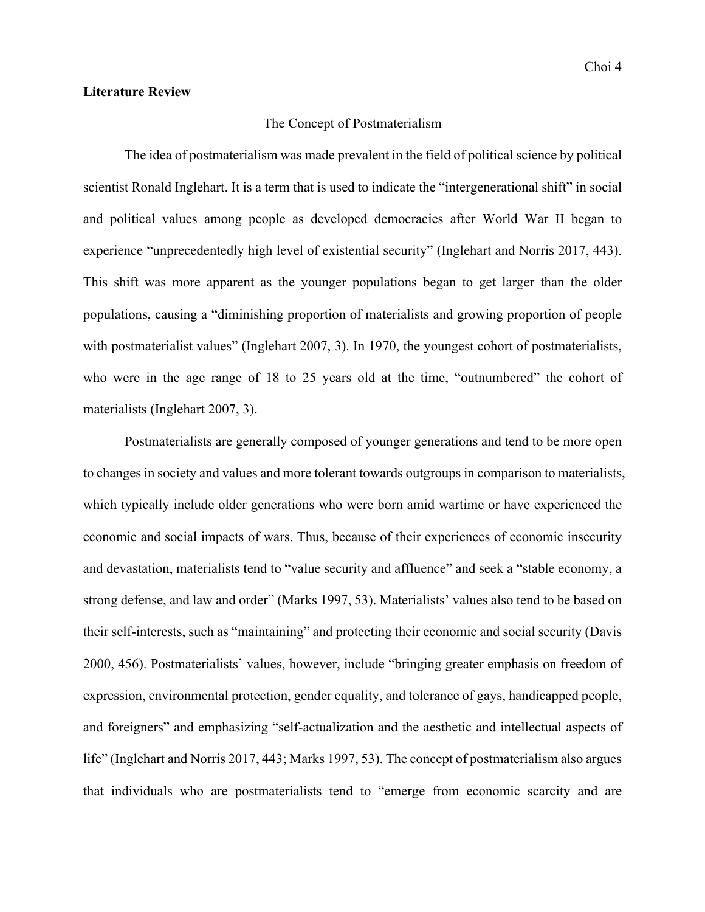**Literature Review**

The Concept of Postmaterialism

The idea of postmaterialism was made prevalent in the field of political science by political scientist Ronald Inglehart. It is a term that is used to indicate the "intergenerational shift" in social and political values among people as developed democracies after World War II began to experience "unprecedentedly high level of existential security" (Inglehart and Norris 2017, 443). This shift was more apparent as the younger populations began to get larger than the older populations, causing a "diminishing proportion of materialists and growing proportion of people with postmaterialist values" (Inglehart 2007, 3). In 1970, the youngest cohort of postmaterialists, who were in the age range of 18 to 25 years old at the time, "outnumbered" the cohort of materialists (Inglehart 2007, 3).

Postmaterialists are generally composed of younger generations and tend to be more open to changes in society and values and more tolerant towards outgroups in comparison to materialists, which typically include older generations who were born amid wartime or have experienced the economic and social impacts of wars. Thus, because of their experiences of economic insecurity and devastation, materialists tend to "value security and affluence" and seek a "stable economy, a strong defense, and law and order" (Marks 1997, 53). Materialists' values also tend to be based on their self-interests, such as "maintaining" and protecting their economic and social security (Davis 2000, 456). Postmaterialists' values, however, include "bringing greater emphasis on freedom of expression, environmental protection, gender equality, and tolerance of gays, handicapped people, and foreigners" and emphasizing "self-actualization and the aesthetic and intellectual aspects of life" (Inglehart and Norris 2017, 443; Marks 1997, 53). The concept of postmaterialism also argues that individuals who are postmaterialists tend to "emerge from economic scarcity and are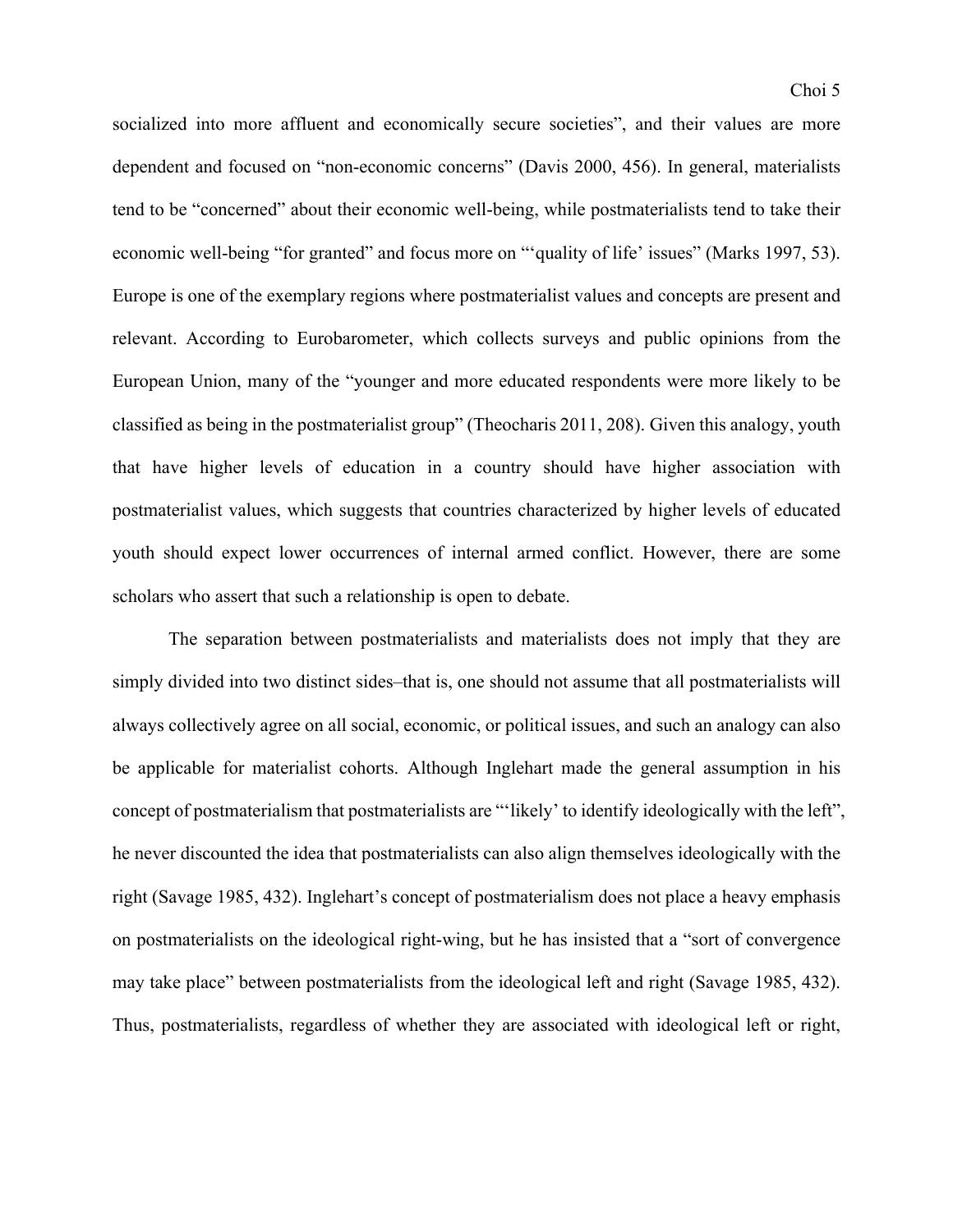socialized into more affluent and economically secure societies", and their values are more dependent and focused on "non-economic concerns" (Davis 2000, 456). In general, materialists tend to be "concerned" about their economic well-being, while postmaterialists tend to take their economic well-being "for granted" and focus more on "'quality of life' issues" (Marks 1997, 53). Europe is one of the exemplary regions where postmaterialist values and concepts are present and relevant. According to Eurobarometer, which collects surveys and public opinions from the European Union, many of the "younger and more educated respondents were more likely to be classified as being in the postmaterialist group" (Theocharis 2011, 208). Given this analogy, youth that have higher levels of education in a country should have higher association with postmaterialist values, which suggests that countries characterized by higher levels of educated youth should expect lower occurrences of internal armed conflict. However, there are some scholars who assert that such a relationship is open to debate.

The separation between postmaterialists and materialists does not imply that they are simply divided into two distinct sides–that is, one should not assume that all postmaterialists will always collectively agree on all social, economic, or political issues, and such an analogy can also be applicable for materialist cohorts. Although Inglehart made the general assumption in his concept of postmaterialism that postmaterialists are "'likely' to identify ideologically with the left", he never discounted the idea that postmaterialists can also align themselves ideologically with the right (Savage 1985, 432). Inglehart's concept of postmaterialism does not place a heavy emphasis on postmaterialists on the ideological right-wing, but he has insisted that a "sort of convergence may take place" between postmaterialists from the ideological left and right (Savage 1985, 432). Thus, postmaterialists, regardless of whether they are associated with ideological left or right,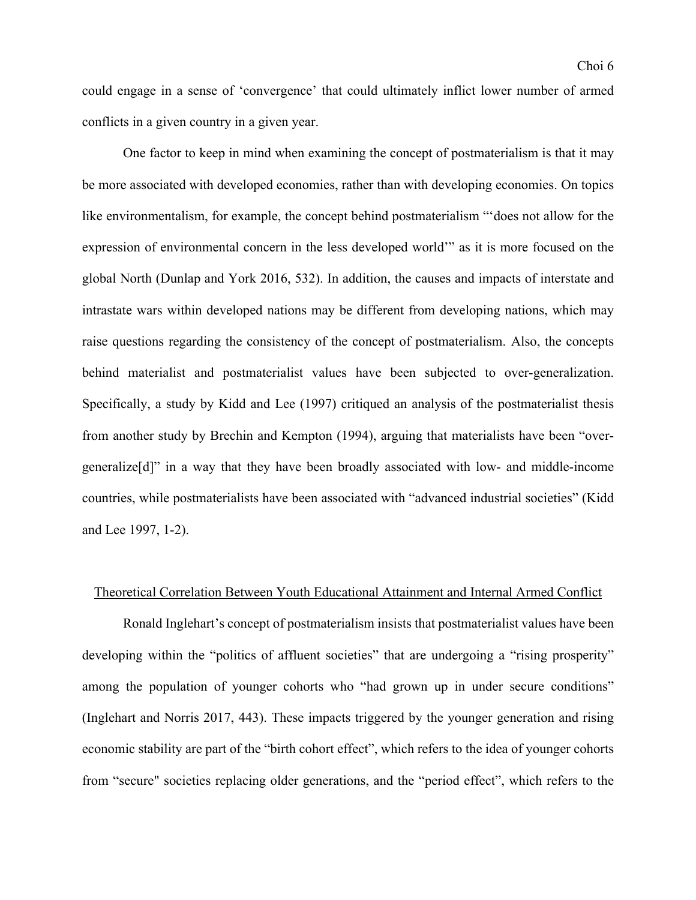could engage in a sense of 'convergence' that could ultimately inflict lower number of armed conflicts in a given country in a given year.

One factor to keep in mind when examining the concept of postmaterialism is that it may be more associated with developed economies, rather than with developing economies. On topics like environmentalism, for example, the concept behind postmaterialism "'does not allow for the expression of environmental concern in the less developed world'" as it is more focused on the global North (Dunlap and York 2016, 532). In addition, the causes and impacts of interstate and intrastate wars within developed nations may be different from developing nations, which may raise questions regarding the consistency of the concept of postmaterialism. Also, the concepts behind materialist and postmaterialist values have been subjected to over-generalization. Specifically, a study by Kidd and Lee (1997) critiqued an analysis of the postmaterialist thesis from another study by Brechin and Kempton (1994), arguing that materialists have been "over-generalize[d]" in a way that they have been broadly associated with low- and middle-income countries, while postmaterialists have been associated with "advanced industrial societies" (Kidd and Lee 1997, 1-2).

<u>Theoretical Correlation Between Youth Educational Attainment and Internal Armed Conflict</u>

Ronald Inglehart's concept of postmaterialism insists that postmaterialist values have been developing within the "politics of affluent societies" that are undergoing a "rising prosperity" among the population of younger cohorts who "had grown up in under secure conditions" (Inglehart and Norris 2017, 443). These impacts triggered by the younger generation and rising economic stability are part of the "birth cohort effect", which refers to the idea of younger cohorts from "secure" societies replacing older generations, and the "period effect", which refers to the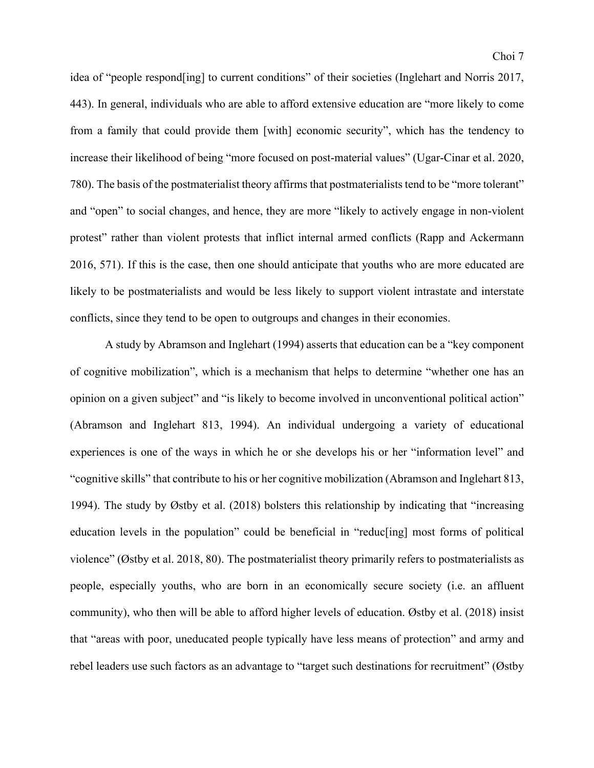idea of "people respond[ing] to current conditions" of their societies (Inglehart and Norris 2017, 443). In general, individuals who are able to afford extensive education are "more likely to come from a family that could provide them [with] economic security", which has the tendency to increase their likelihood of being "more focused on post-material values" (Ugar-Cinar et al. 2020, 780). The basis of the postmaterialist theory affirms that postmaterialists tend to be "more tolerant" and "open" to social changes, and hence, they are more "likely to actively engage in non-violent protest" rather than violent protests that inflict internal armed conflicts (Rapp and Ackermann 2016, 571). If this is the case, then one should anticipate that youths who are more educated are likely to be postmaterialists and would be less likely to support violent intrastate and interstate conflicts, since they tend to be open to outgroups and changes in their economies.

A study by Abramson and Inglehart (1994) asserts that education can be a "key component of cognitive mobilization", which is a mechanism that helps to determine "whether one has an opinion on a given subject" and "is likely to become involved in unconventional political action" (Abramson and Inglehart 813, 1994). An individual undergoing a variety of educational experiences is one of the ways in which he or she develops his or her "information level" and "cognitive skills" that contribute to his or her cognitive mobilization (Abramson and Inglehart 813, 1994). The study by Østby et al. (2018) bolsters this relationship by indicating that "increasing education levels in the population" could be beneficial in "reduc[ing] most forms of political violence" (Østby et al. 2018, 80). The postmaterialist theory primarily refers to postmaterialists as people, especially youths, who are born in an economically secure society (i.e. an affluent community), who then will be able to afford higher levels of education. Østby et al. (2018) insist that "areas with poor, uneducated people typically have less means of protection" and army and rebel leaders use such factors as an advantage to "target such destinations for recruitment" (Østby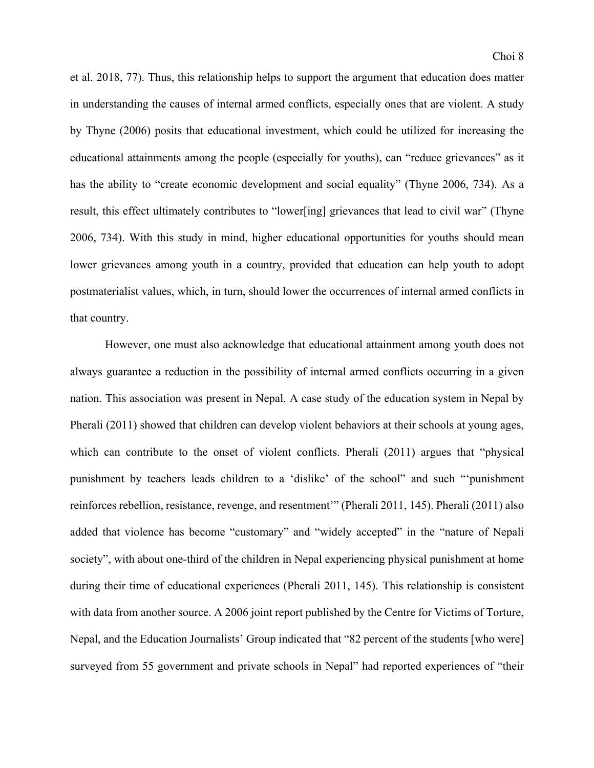et al. 2018, 77). Thus, this relationship helps to support the argument that education does matter in understanding the causes of internal armed conflicts, especially ones that are violent. A study by Thyne (2006) posits that educational investment, which could be utilized for increasing the educational attainments among the people (especially for youths), can "reduce grievances" as it has the ability to "create economic development and social equality" (Thyne 2006, 734). As a result, this effect ultimately contributes to "lower[ing] grievances that lead to civil war" (Thyne 2006, 734). With this study in mind, higher educational opportunities for youths should mean lower grievances among youth in a country, provided that education can help youth to adopt postmaterialist values, which, in turn, should lower the occurrences of internal armed conflicts in that country.

However, one must also acknowledge that educational attainment among youth does not always guarantee a reduction in the possibility of internal armed conflicts occurring in a given nation. This association was present in Nepal. A case study of the education system in Nepal by Pherali (2011) showed that children can develop violent behaviors at their schools at young ages, which can contribute to the onset of violent conflicts. Pherali (2011) argues that "physical punishment by teachers leads children to a 'dislike' of the school" and such "'punishment reinforces rebellion, resistance, revenge, and resentment'" (Pherali 2011, 145). Pherali (2011) also added that violence has become "customary" and "widely accepted" in the "nature of Nepali society", with about one-third of the children in Nepal experiencing physical punishment at home during their time of educational experiences (Pherali 2011, 145). This relationship is consistent with data from another source. A 2006 joint report published by the Centre for Victims of Torture, Nepal, and the Education Journalists' Group indicated that "82 percent of the students [who were] surveyed from 55 government and private schools in Nepal" had reported experiences of "their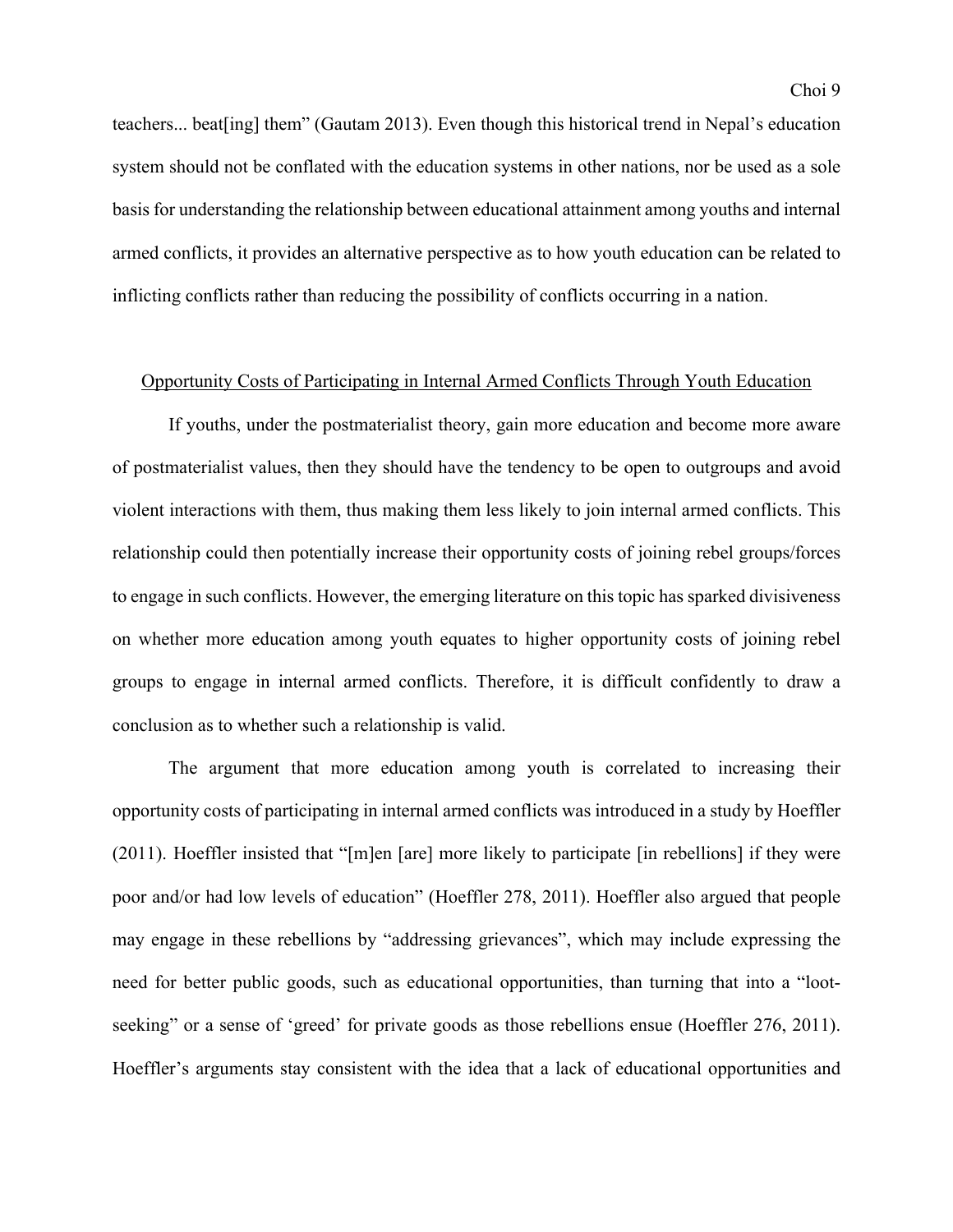teachers... beat[ing] them" (Gautam 2013). Even though this historical trend in Nepal's education system should not be conflated with the education systems in other nations, nor be used as a sole basis for understanding the relationship between educational attainment among youths and internal armed conflicts, it provides an alternative perspective as to how youth education can be related to inflicting conflicts rather than reducing the possibility of conflicts occurring in a nation.

## Opportunity Costs of Participating in Internal Armed Conflicts Through Youth Education

If youths, under the postmaterialist theory, gain more education and become more aware of postmaterialist values, then they should have the tendency to be open to outgroups and avoid violent interactions with them, thus making them less likely to join internal armed conflicts. This relationship could then potentially increase their opportunity costs of joining rebel groups/forces to engage in such conflicts. However, the emerging literature on this topic has sparked divisiveness on whether more education among youth equates to higher opportunity costs of joining rebel groups to engage in internal armed conflicts. Therefore, it is difficult confidently to draw a conclusion as to whether such a relationship is valid.

The argument that more education among youth is correlated to increasing their opportunity costs of participating in internal armed conflicts was introduced in a study by Hoeffler (2011). Hoeffler insisted that "[m]en [are] more likely to participate [in rebellions] if they were poor and/or had low levels of education" (Hoeffler 278, 2011). Hoeffler also argued that people may engage in these rebellions by "addressing grievances", which may include expressing the need for better public goods, such as educational opportunities, than turning that into a "loot-seeking" or a sense of 'greed' for private goods as those rebellions ensue (Hoeffler 276, 2011). Hoeffler's arguments stay consistent with the idea that a lack of educational opportunities and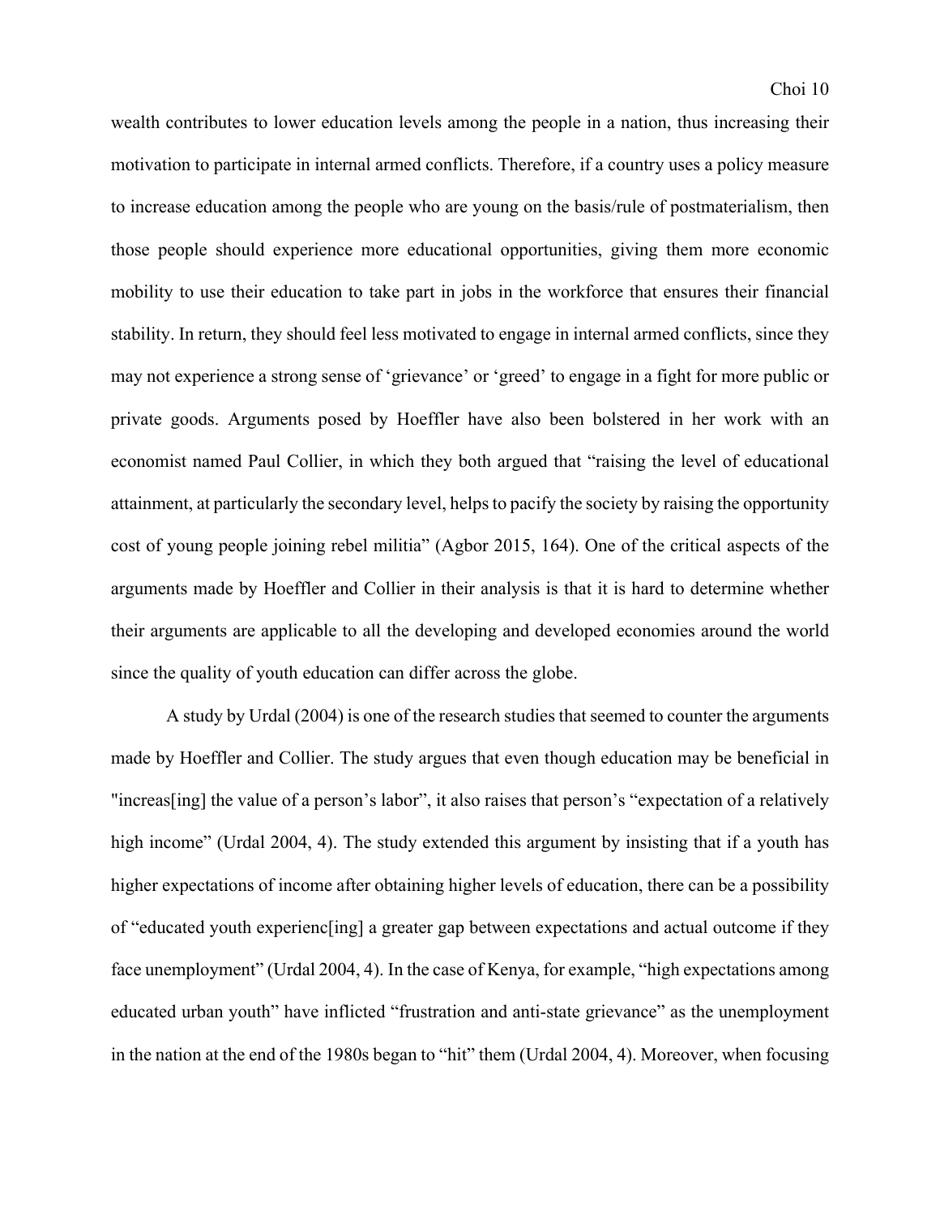wealth contributes to lower education levels among the people in a nation, thus increasing their motivation to participate in internal armed conflicts. Therefore, if a country uses a policy measure to increase education among the people who are young on the basis/rule of postmaterialism, then those people should experience more educational opportunities, giving them more economic mobility to use their education to take part in jobs in the workforce that ensures their financial stability. In return, they should feel less motivated to engage in internal armed conflicts, since they may not experience a strong sense of 'grievance' or 'greed' to engage in a fight for more public or private goods. Arguments posed by Hoeffler have also been bolstered in her work with an economist named Paul Collier, in which they both argued that "raising the level of educational attainment, at particularly the secondary level, helps to pacify the society by raising the opportunity cost of young people joining rebel militia" (Agbor 2015, 164). One of the critical aspects of the arguments made by Hoeffler and Collier in their analysis is that it is hard to determine whether their arguments are applicable to all the developing and developed economies around the world since the quality of youth education can differ across the globe.

A study by Urdal (2004) is one of the research studies that seemed to counter the arguments made by Hoeffler and Collier. The study argues that even though education may be beneficial in "increas[ing] the value of a person's labor", it also raises that person's "expectation of a relatively high income" (Urdal 2004, 4). The study extended this argument by insisting that if a youth has higher expectations of income after obtaining higher levels of education, there can be a possibility of "educated youth experienc[ing] a greater gap between expectations and actual outcome if they face unemployment" (Urdal 2004, 4). In the case of Kenya, for example, "high expectations among educated urban youth" have inflicted "frustration and anti-state grievance" as the unemployment in the nation at the end of the 1980s began to "hit" them (Urdal 2004, 4). Moreover, when focusing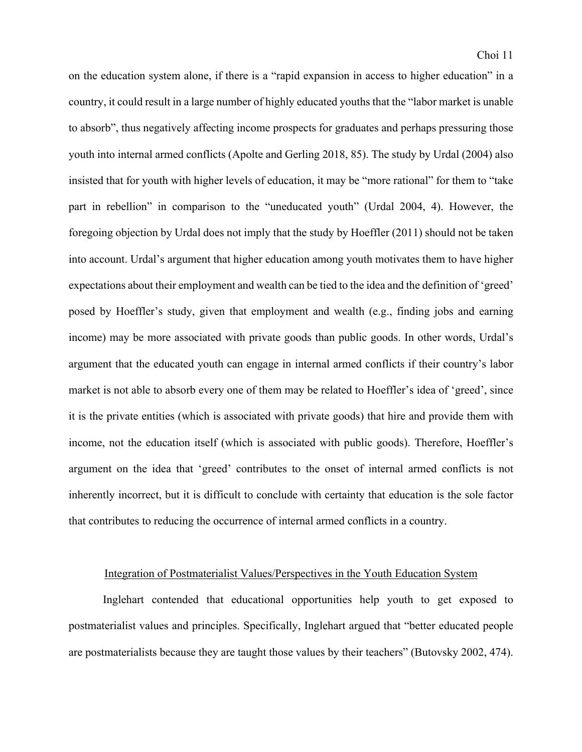on the education system alone, if there is a "rapid expansion in access to higher education" in a country, it could result in a large number of highly educated youths that the "labor market is unable to absorb", thus negatively affecting income prospects for graduates and perhaps pressuring those youth into internal armed conflicts (Apolte and Gerling 2018, 85). The study by Urdal (2004) also insisted that for youth with higher levels of education, it may be "more rational" for them to "take part in rebellion" in comparison to the "uneducated youth" (Urdal 2004, 4). However, the foregoing objection by Urdal does not imply that the study by Hoeffler (2011) should not be taken into account. Urdal's argument that higher education among youth motivates them to have higher expectations about their employment and wealth can be tied to the idea and the definition of 'greed' posed by Hoeffler's study, given that employment and wealth (e.g., finding jobs and earning income) may be more associated with private goods than public goods. In other words, Urdal's argument that the educated youth can engage in internal armed conflicts if their country's labor market is not able to absorb every one of them may be related to Hoeffler's idea of 'greed', since it is the private entities (which is associated with private goods) that hire and provide them with income, not the education itself (which is associated with public goods). Therefore, Hoeffler's argument on the idea that 'greed' contributes to the onset of internal armed conflicts is not inherently incorrect, but it is difficult to conclude with certainty that education is the sole factor that contributes to reducing the occurrence of internal armed conflicts in a country.

## Integration of Postmaterialist Values/Perspectives in the Youth Education System

Inglehart contended that educational opportunities help youth to get exposed to postmaterialist values and principles. Specifically, Inglehart argued that "better educated people are postmaterialists because they are taught those values by their teachers" (Butovsky 2002, 474).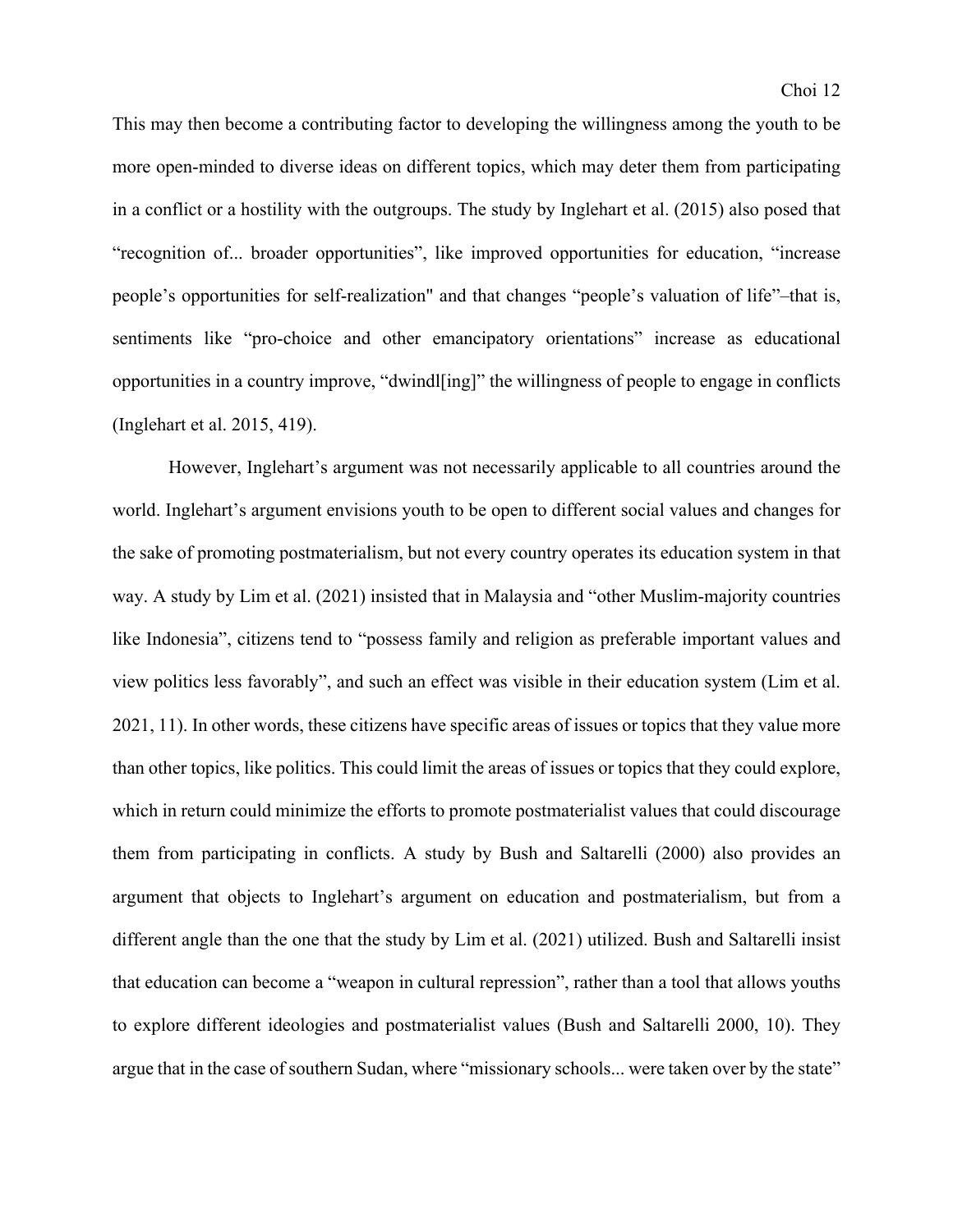This may then become a contributing factor to developing the willingness among the youth to be more open-minded to diverse ideas on different topics, which may deter them from participating in a conflict or a hostility with the outgroups. The study by Inglehart et al. (2015) also posed that "recognition of... broader opportunities", like improved opportunities for education, "increase people's opportunities for self-realization" and that changes "people's valuation of life"–that is, sentiments like "pro-choice and other emancipatory orientations" increase as educational opportunities in a country improve, "dwindl[ing]" the willingness of people to engage in conflicts (Inglehart et al. 2015, 419).

However, Inglehart's argument was not necessarily applicable to all countries around the world. Inglehart's argument envisions youth to be open to different social values and changes for the sake of promoting postmaterialism, but not every country operates its education system in that way. A study by Lim et al. (2021) insisted that in Malaysia and "other Muslim-majority countries like Indonesia", citizens tend to "possess family and religion as preferable important values and view politics less favorably", and such an effect was visible in their education system (Lim et al. 2021, 11). In other words, these citizens have specific areas of issues or topics that they value more than other topics, like politics. This could limit the areas of issues or topics that they could explore, which in return could minimize the efforts to promote postmaterialist values that could discourage them from participating in conflicts. A study by Bush and Saltarelli (2000) also provides an argument that objects to Inglehart's argument on education and postmaterialism, but from a different angle than the one that the study by Lim et al. (2021) utilized. Bush and Saltarelli insist that education can become a "weapon in cultural repression", rather than a tool that allows youths to explore different ideologies and postmaterialist values (Bush and Saltarelli 2000, 10). They argue that in the case of southern Sudan, where "missionary schools... were taken over by the state"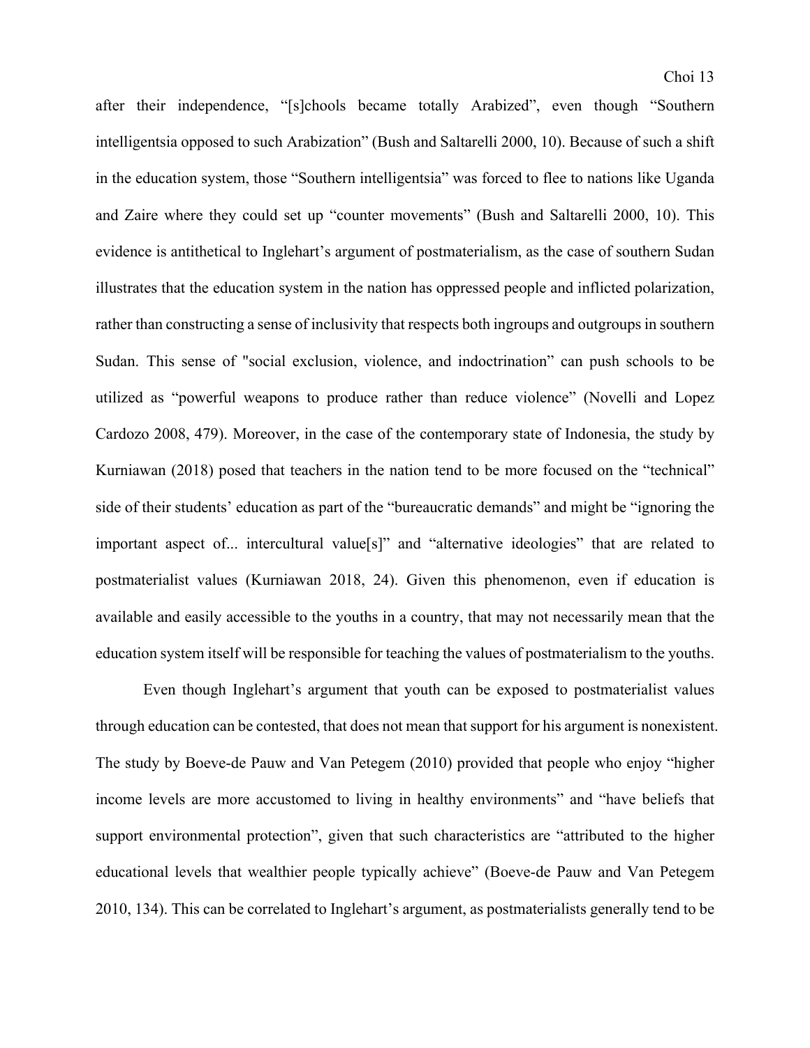after their independence, "[s]chools became totally Arabized", even though "Southern intelligentsia opposed to such Arabization" (Bush and Saltarelli 2000, 10). Because of such a shift in the education system, those "Southern intelligentsia" was forced to flee to nations like Uganda and Zaire where they could set up "counter movements" (Bush and Saltarelli 2000, 10). This evidence is antithetical to Inglehart's argument of postmaterialism, as the case of southern Sudan illustrates that the education system in the nation has oppressed people and inflicted polarization, rather than constructing a sense of inclusivity that respects both ingroups and outgroups in southern Sudan. This sense of "social exclusion, violence, and indoctrination" can push schools to be utilized as "powerful weapons to produce rather than reduce violence" (Novelli and Lopez Cardozo 2008, 479). Moreover, in the case of the contemporary state of Indonesia, the study by Kurniawan (2018) posed that teachers in the nation tend to be more focused on the "technical" side of their students' education as part of the "bureaucratic demands" and might be "ignoring the important aspect of... intercultural value[s]" and "alternative ideologies" that are related to postmaterialist values (Kurniawan 2018, 24). Given this phenomenon, even if education is available and easily accessible to the youths in a country, that may not necessarily mean that the education system itself will be responsible for teaching the values of postmaterialism to the youths.

Even though Inglehart's argument that youth can be exposed to postmaterialist values through education can be contested, that does not mean that support for his argument is nonexistent. The study by Boeve-de Pauw and Van Petegem (2010) provided that people who enjoy "higher income levels are more accustomed to living in healthy environments" and "have beliefs that support environmental protection", given that such characteristics are "attributed to the higher educational levels that wealthier people typically achieve" (Boeve-de Pauw and Van Petegem 2010, 134). This can be correlated to Inglehart's argument, as postmaterialists generally tend to be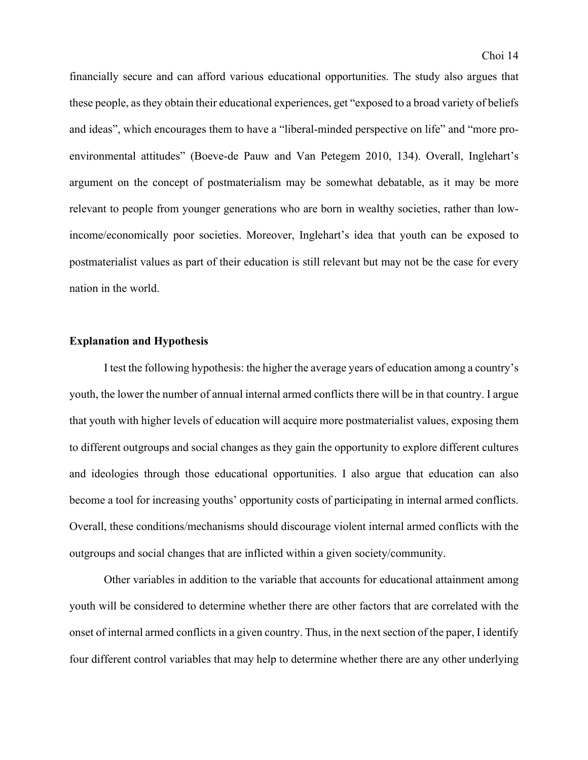financially secure and can afford various educational opportunities. The study also argues that these people, as they obtain their educational experiences, get "exposed to a broad variety of beliefs and ideas", which encourages them to have a "liberal-minded perspective on life" and "more pro-environmental attitudes" (Boeve-de Pauw and Van Petegem 2010, 134). Overall, Inglehart's argument on the concept of postmaterialism may be somewhat debatable, as it may be more relevant to people from younger generations who are born in wealthy societies, rather than low-income/economically poor societies. Moreover, Inglehart's idea that youth can be exposed to postmaterialist values as part of their education is still relevant but may not be the case for every nation in the world.

**Explanation and Hypothesis**

I test the following hypothesis: the higher the average years of education among a country's youth, the lower the number of annual internal armed conflicts there will be in that country. I argue that youth with higher levels of education will acquire more postmaterialist values, exposing them to different outgroups and social changes as they gain the opportunity to explore different cultures and ideologies through those educational opportunities. I also argue that education can also become a tool for increasing youths' opportunity costs of participating in internal armed conflicts. Overall, these conditions/mechanisms should discourage violent internal armed conflicts with the outgroups and social changes that are inflicted within a given society/community.

Other variables in addition to the variable that accounts for educational attainment among youth will be considered to determine whether there are other factors that are correlated with the onset of internal armed conflicts in a given country. Thus, in the next section of the paper, I identify four different control variables that may help to determine whether there are any other underlying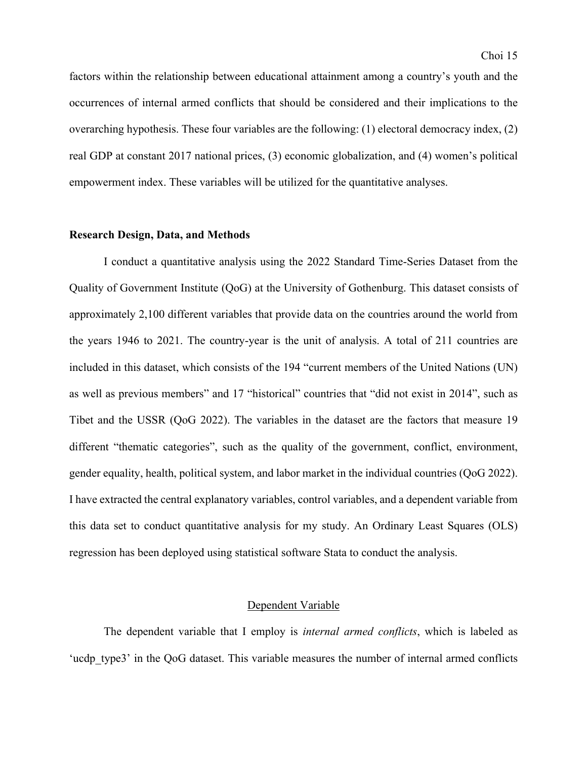factors within the relationship between educational attainment among a country's youth and the occurrences of internal armed conflicts that should be considered and their implications to the overarching hypothesis. These four variables are the following: (1) electoral democracy index, (2) real GDP at constant 2017 national prices, (3) economic globalization, and (4) women's political empowerment index. These variables will be utilized for the quantitative analyses.

## Research Design, Data, and Methods

I conduct a quantitative analysis using the 2022 Standard Time-Series Dataset from the Quality of Government Institute (QoG) at the University of Gothenburg. This dataset consists of approximately 2,100 different variables that provide data on the countries around the world from the years 1946 to 2021. The country-year is the unit of analysis. A total of 211 countries are included in this dataset, which consists of the 194 "current members of the United Nations (UN) as well as previous members" and 17 "historical" countries that "did not exist in 2014", such as Tibet and the USSR (QoG 2022). The variables in the dataset are the factors that measure 19 different "thematic categories", such as the quality of the government, conflict, environment, gender equality, health, political system, and labor market in the individual countries (QoG 2022). I have extracted the central explanatory variables, control variables, and a dependent variable from this data set to conduct quantitative analysis for my study. An Ordinary Least Squares (OLS) regression has been deployed using statistical software Stata to conduct the analysis.

### Dependent Variable

The dependent variable that I employ is *internal armed conflicts*, which is labeled as 'ucdp_type3' in the QoG dataset. This variable measures the number of internal armed conflicts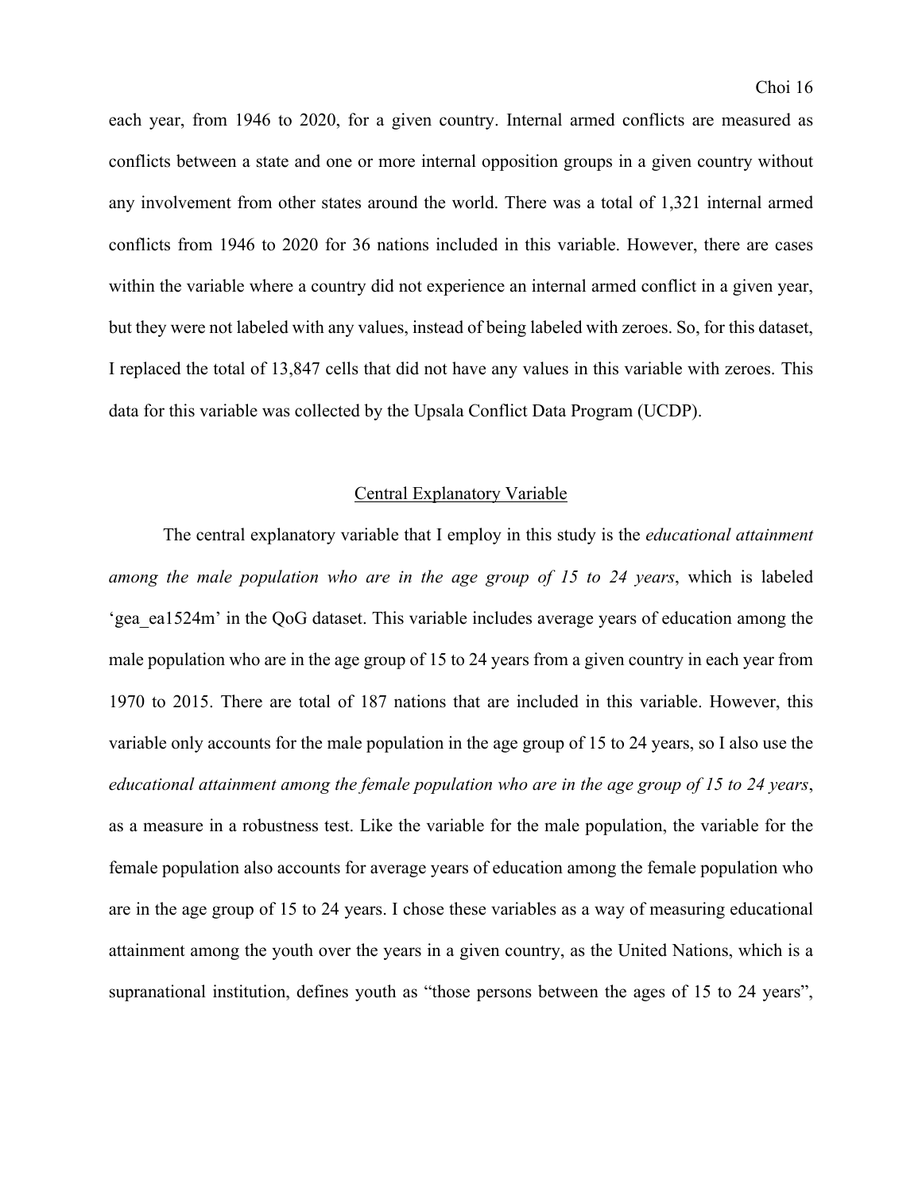each year, from 1946 to 2020, for a given country. Internal armed conflicts are measured as conflicts between a state and one or more internal opposition groups in a given country without any involvement from other states around the world. There was a total of 1,321 internal armed conflicts from 1946 to 2020 for 36 nations included in this variable. However, there are cases within the variable where a country did not experience an internal armed conflict in a given year, but they were not labeled with any values, instead of being labeled with zeroes. So, for this dataset, I replaced the total of 13,847 cells that did not have any values in this variable with zeroes. This data for this variable was collected by the Upsala Conflict Data Program (UCDP).

## Central Explanatory Variable

The central explanatory variable that I employ in this study is the *educational attainment among the male population who are in the age group of 15 to 24 years*, which is labeled 'gea_ea1524m' in the QoG dataset. This variable includes average years of education among the male population who are in the age group of 15 to 24 years from a given country in each year from 1970 to 2015. There are total of 187 nations that are included in this variable. However, this variable only accounts for the male population in the age group of 15 to 24 years, so I also use the *educational attainment among the female population who are in the age group of 15 to 24 years*, as a measure in a robustness test. Like the variable for the male population, the variable for the female population also accounts for average years of education among the female population who are in the age group of 15 to 24 years. I chose these variables as a way of measuring educational attainment among the youth over the years in a given country, as the United Nations, which is a supranational institution, defines youth as "those persons between the ages of 15 to 24 years",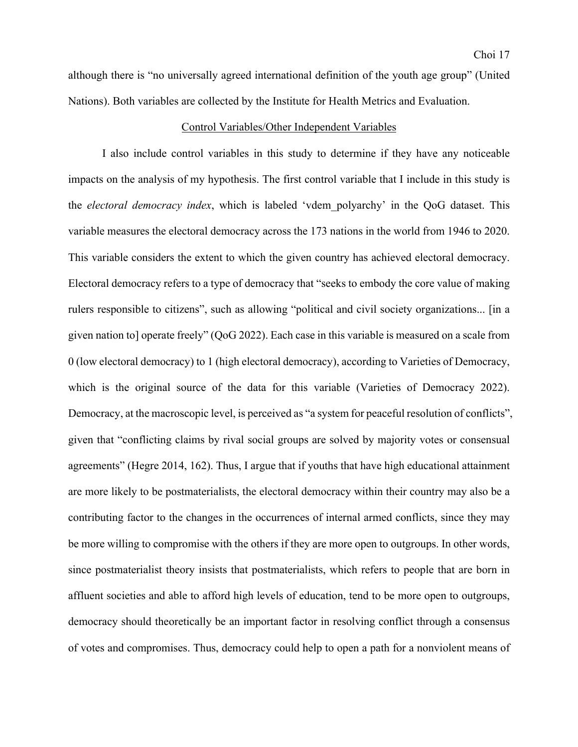although there is "no universally agreed international definition of the youth age group" (United Nations). Both variables are collected by the Institute for Health Metrics and Evaluation.

<u>Control Variables/Other Independent Variables</u>

I also include control variables in this study to determine if they have any noticeable impacts on the analysis of my hypothesis. The first control variable that I include in this study is the *electoral democracy index*, which is labeled 'vdem_polyarchy' in the QoG dataset. This variable measures the electoral democracy across the 173 nations in the world from 1946 to 2020. This variable considers the extent to which the given country has achieved electoral democracy. Electoral democracy refers to a type of democracy that "seeks to embody the core value of making rulers responsible to citizens", such as allowing "political and civil society organizations... [in a given nation to] operate freely" (QoG 2022). Each case in this variable is measured on a scale from 0 (low electoral democracy) to 1 (high electoral democracy), according to Varieties of Democracy, which is the original source of the data for this variable (Varieties of Democracy 2022). Democracy, at the macroscopic level, is perceived as "a system for peaceful resolution of conflicts", given that "conflicting claims by rival social groups are solved by majority votes or consensual agreements" (Hegre 2014, 162). Thus, I argue that if youths that have high educational attainment are more likely to be postmaterialists, the electoral democracy within their country may also be a contributing factor to the changes in the occurrences of internal armed conflicts, since they may be more willing to compromise with the others if they are more open to outgroups. In other words, since postmaterialist theory insists that postmaterialists, which refers to people that are born in affluent societies and able to afford high levels of education, tend to be more open to outgroups, democracy should theoretically be an important factor in resolving conflict through a consensus of votes and compromises. Thus, democracy could help to open a path for a nonviolent means of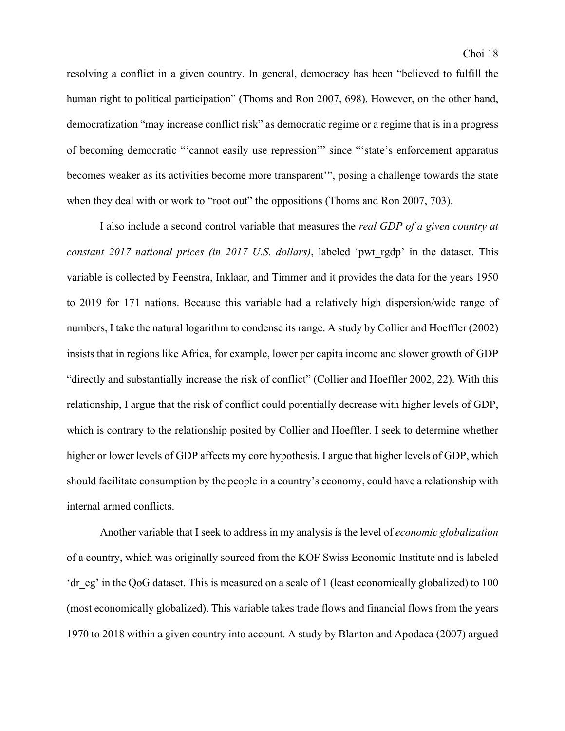resolving a conflict in a given country. In general, democracy has been "believed to fulfill the human right to political participation" (Thoms and Ron 2007, 698). However, on the other hand, democratization "may increase conflict risk" as democratic regime or a regime that is in a progress of becoming democratic "'cannot easily use repression'" since "'state's enforcement apparatus becomes weaker as its activities become more transparent'", posing a challenge towards the state when they deal with or work to "root out" the oppositions (Thoms and Ron 2007, 703).

I also include a second control variable that measures the *real GDP of a given country at constant 2017 national prices (in 2017 U.S. dollars)*, labeled 'pwt_rgdp' in the dataset. This variable is collected by Feenstra, Inklaar, and Timmer and it provides the data for the years 1950 to 2019 for 171 nations. Because this variable had a relatively high dispersion/wide range of numbers, I take the natural logarithm to condense its range. A study by Collier and Hoeffler (2002) insists that in regions like Africa, for example, lower per capita income and slower growth of GDP "directly and substantially increase the risk of conflict" (Collier and Hoeffler 2002, 22). With this relationship, I argue that the risk of conflict could potentially decrease with higher levels of GDP, which is contrary to the relationship posited by Collier and Hoeffler. I seek to determine whether higher or lower levels of GDP affects my core hypothesis. I argue that higher levels of GDP, which should facilitate consumption by the people in a country's economy, could have a relationship with internal armed conflicts.

Another variable that I seek to address in my analysis is the level of *economic globalization* of a country, which was originally sourced from the KOF Swiss Economic Institute and is labeled 'dr_eg' in the QoG dataset. This is measured on a scale of 1 (least economically globalized) to 100 (most economically globalized). This variable takes trade flows and financial flows from the years 1970 to 2018 within a given country into account. A study by Blanton and Apodaca (2007) argued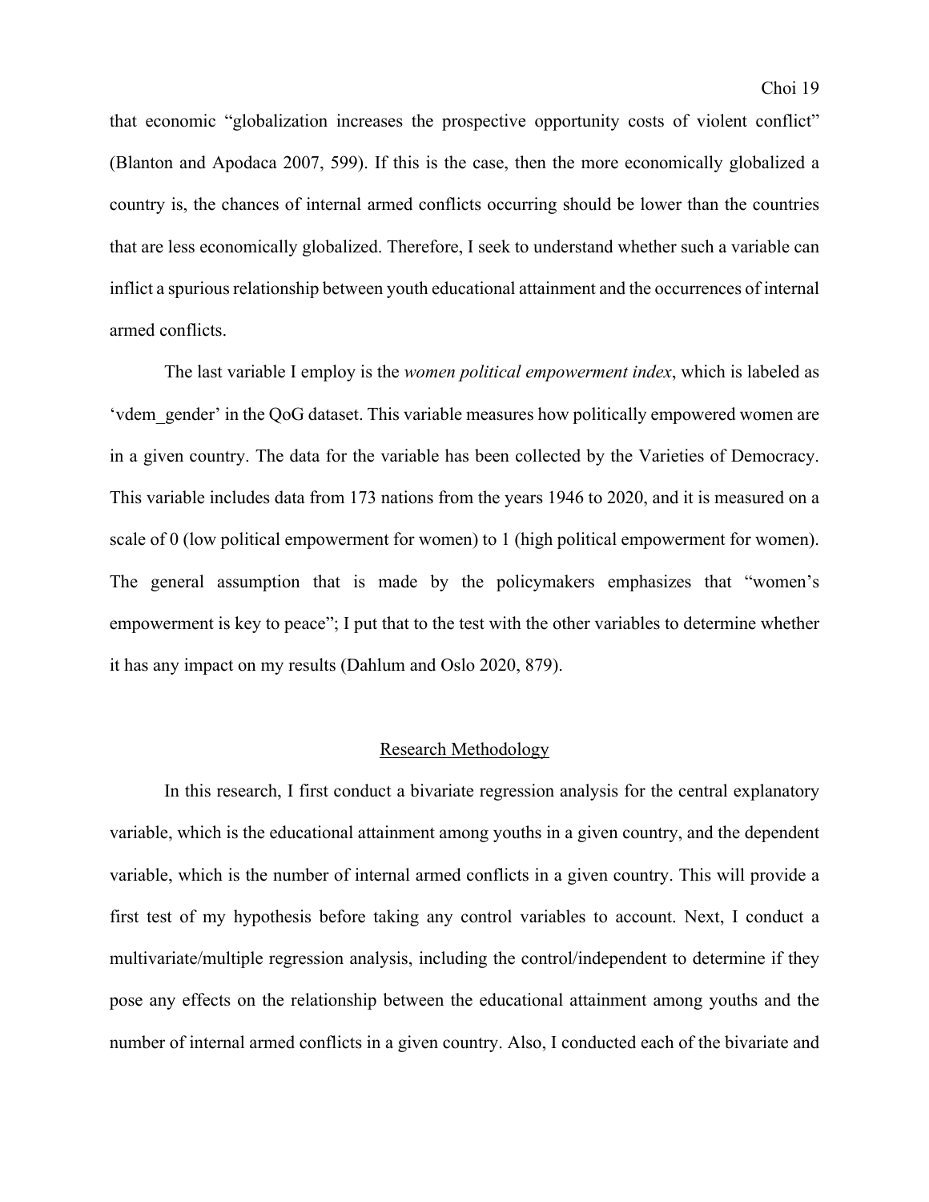that economic "globalization increases the prospective opportunity costs of violent conflict" (Blanton and Apodaca 2007, 599). If this is the case, then the more economically globalized a country is, the chances of internal armed conflicts occurring should be lower than the countries that are less economically globalized. Therefore, I seek to understand whether such a variable can inflict a spurious relationship between youth educational attainment and the occurrences of internal armed conflicts.

The last variable I employ is the *women political empowerment index*, which is labeled as 'vdem_gender' in the QoG dataset. This variable measures how politically empowered women are in a given country. The data for the variable has been collected by the Varieties of Democracy. This variable includes data from 173 nations from the years 1946 to 2020, and it is measured on a scale of 0 (low political empowerment for women) to 1 (high political empowerment for women). The general assumption that is made by the policymakers emphasizes that "women's empowerment is key to peace"; I put that to the test with the other variables to determine whether it has any impact on my results (Dahlum and Oslo 2020, 879).

## Research Methodology

In this research, I first conduct a bivariate regression analysis for the central explanatory variable, which is the educational attainment among youths in a given country, and the dependent variable, which is the number of internal armed conflicts in a given country. This will provide a first test of my hypothesis before taking any control variables to account. Next, I conduct a multivariate/multiple regression analysis, including the control/independent to determine if they pose any effects on the relationship between the educational attainment among youths and the number of internal armed conflicts in a given country. Also, I conducted each of the bivariate and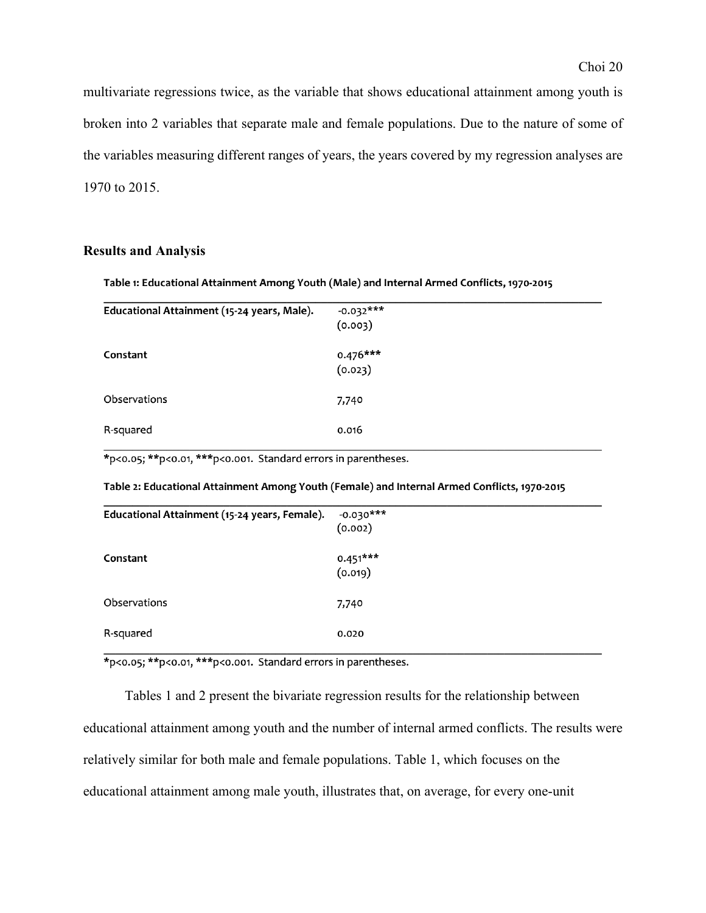multivariate regressions twice, as the variable that shows educational attainment among youth is broken into 2 variables that separate male and female populations. Due to the nature of some of the variables measuring different ranges of years, the years covered by my regression analyses are 1970 to 2015.

## Results and Analysis

**Table 1: Educational Attainment Among Youth (Male) and Internal Armed Conflicts, 1970-2015**

| | |
|---|---|
| **Educational Attainment (15-24 years, Male).** | -0.032*** (0.003) |
| **Constant** | 0.476*** (0.023) |
| Observations | 7,740 |
| R-squared | 0.016 |

*p<0.05; **p<0.01, ***p<0.001. Standard errors in parentheses.

**Table 2: Educational Attainment Among Youth (Female) and Internal Armed Conflicts, 1970-2015**

| | |
|---|---|
| **Educational Attainment (15-24 years, Female).** | -0.030*** (0.002) |
| **Constant** | 0.451*** (0.019) |
| Observations | 7,740 |
| R-squared | 0.020 |

*p<0.05; **p<0.01, ***p<0.001. Standard errors in parentheses.

Tables 1 and 2 present the bivariate regression results for the relationship between educational attainment among youth and the number of internal armed conflicts. The results were relatively similar for both male and female populations. Table 1, which focuses on the educational attainment among male youth, illustrates that, on average, for every one-unit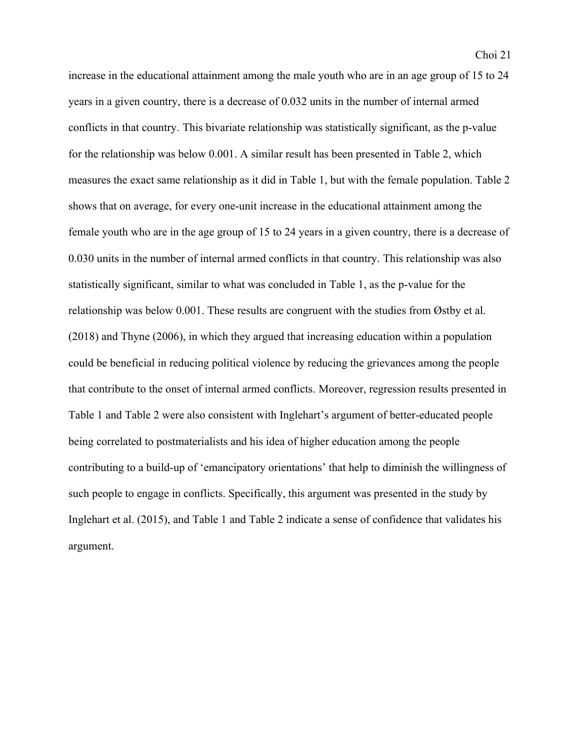increase in the educational attainment among the male youth who are in an age group of 15 to 24 years in a given country, there is a decrease of 0.032 units in the number of internal armed conflicts in that country. This bivariate relationship was statistically significant, as the p-value for the relationship was below 0.001. A similar result has been presented in Table 2, which measures the exact same relationship as it did in Table 1, but with the female population. Table 2 shows that on average, for every one-unit increase in the educational attainment among the female youth who are in the age group of 15 to 24 years in a given country, there is a decrease of 0.030 units in the number of internal armed conflicts in that country. This relationship was also statistically significant, similar to what was concluded in Table 1, as the p-value for the relationship was below 0.001. These results are congruent with the studies from Østby et al. (2018) and Thyne (2006), in which they argued that increasing education within a population could be beneficial in reducing political violence by reducing the grievances among the people that contribute to the onset of internal armed conflicts. Moreover, regression results presented in Table 1 and Table 2 were also consistent with Inglehart's argument of better-educated people being correlated to postmaterialists and his idea of higher education among the people contributing to a build-up of 'emancipatory orientations' that help to diminish the willingness of such people to engage in conflicts. Specifically, this argument was presented in the study by Inglehart et al. (2015), and Table 1 and Table 2 indicate a sense of confidence that validates his argument.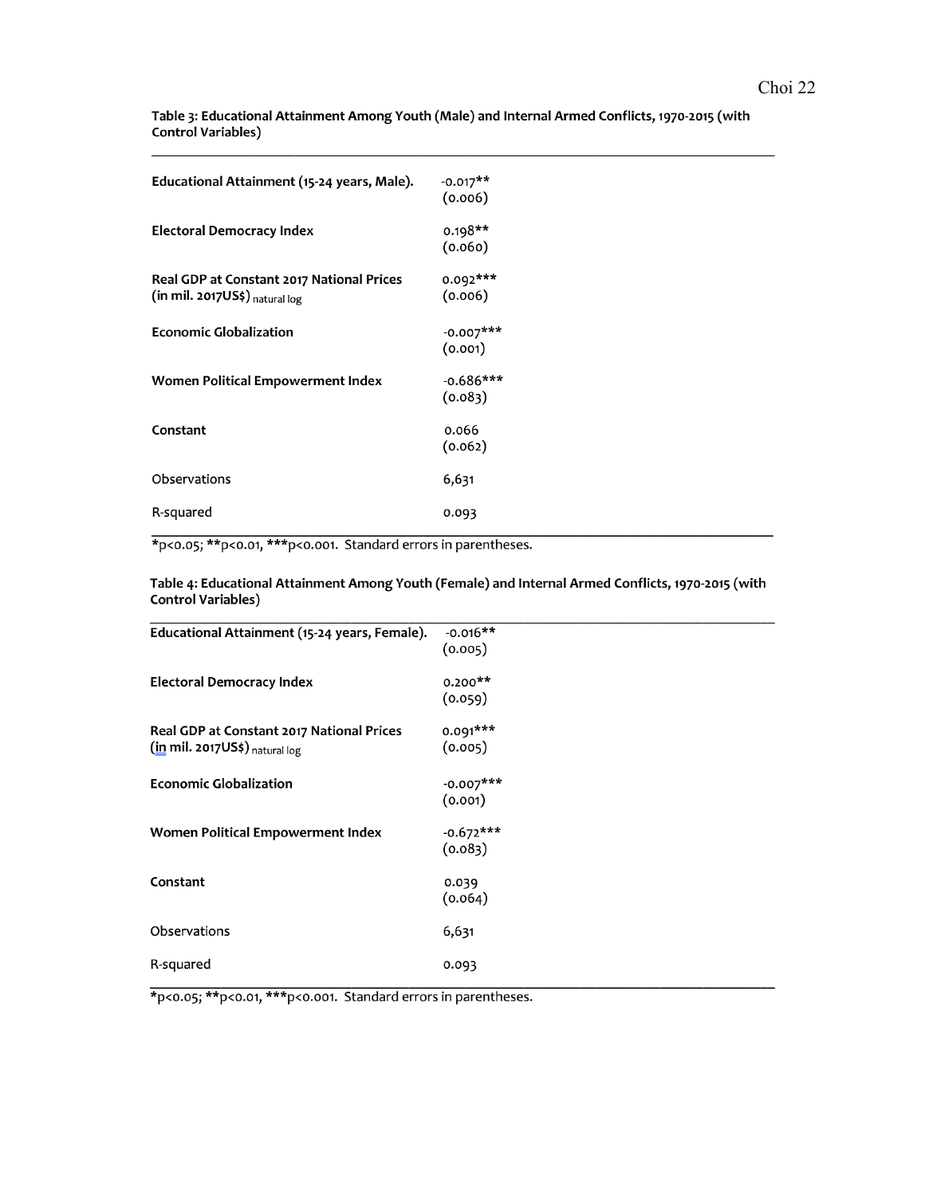**Table 3: Educational Attainment Among Youth (Male) and Internal Armed Conflicts, 1970-2015 (with Control Variables)**

| | |
|---|---|
| **Educational Attainment (15-24 years, Male).** | -0.017** <br> (0.006) |
| **Electoral Democracy Index** | 0.198** <br> (0.060) |
| **Real GDP at Constant 2017 National Prices (in mil. 2017US$)** natural log | 0.092*** <br> (0.006) |
| **Economic Globalization** | -0.007*** <br> (0.001) |
| **Women Political Empowerment Index** | -0.686*** <br> (0.083) |
| **Constant** | 0.066 <br> (0.062) |
| Observations | 6,631 |
| R-squared | 0.093 |

*p<0.05; **p<0.01, ***p<0.001. Standard errors in parentheses.

**Table 4: Educational Attainment Among Youth (Female) and Internal Armed Conflicts, 1970-2015 (with Control Variables)**

| | |
|---|---|
| **Educational Attainment (15-24 years, Female).** | -0.016** <br> (0.005) |
| **Electoral Democracy Index** | 0.200** <br> (0.059) |
| **Real GDP at Constant 2017 National Prices (in mil. 2017US$)** natural log | 0.091*** <br> (0.005) |
| **Economic Globalization** | -0.007*** <br> (0.001) |
| **Women Political Empowerment Index** | -0.672*** <br> (0.083) |
| **Constant** | 0.039 <br> (0.064) |
| Observations | 6,631 |
| R-squared | 0.093 |

*p<0.05; **p<0.01, ***p<0.001. Standard errors in parentheses.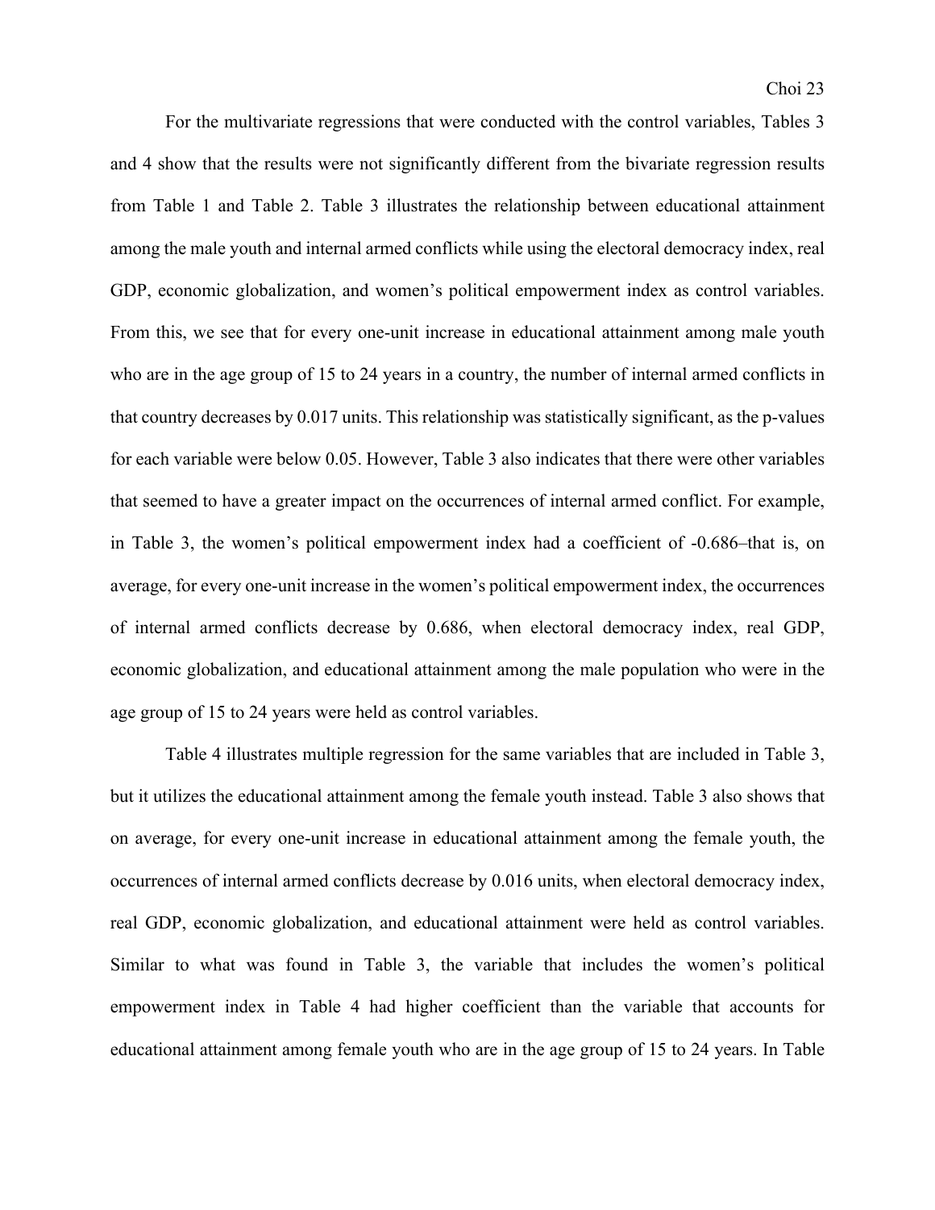For the multivariate regressions that were conducted with the control variables, Tables 3 and 4 show that the results were not significantly different from the bivariate regression results from Table 1 and Table 2. Table 3 illustrates the relationship between educational attainment among the male youth and internal armed conflicts while using the electoral democracy index, real GDP, economic globalization, and women's political empowerment index as control variables. From this, we see that for every one-unit increase in educational attainment among male youth who are in the age group of 15 to 24 years in a country, the number of internal armed conflicts in that country decreases by 0.017 units. This relationship was statistically significant, as the p-values for each variable were below 0.05. However, Table 3 also indicates that there were other variables that seemed to have a greater impact on the occurrences of internal armed conflict. For example, in Table 3, the women's political empowerment index had a coefficient of -0.686–that is, on average, for every one-unit increase in the women's political empowerment index, the occurrences of internal armed conflicts decrease by 0.686, when electoral democracy index, real GDP, economic globalization, and educational attainment among the male population who were in the age group of 15 to 24 years were held as control variables.

Table 4 illustrates multiple regression for the same variables that are included in Table 3, but it utilizes the educational attainment among the female youth instead. Table 3 also shows that on average, for every one-unit increase in educational attainment among the female youth, the occurrences of internal armed conflicts decrease by 0.016 units, when electoral democracy index, real GDP, economic globalization, and educational attainment were held as control variables. Similar to what was found in Table 3, the variable that includes the women's political empowerment index in Table 4 had higher coefficient than the variable that accounts for educational attainment among female youth who are in the age group of 15 to 24 years. In Table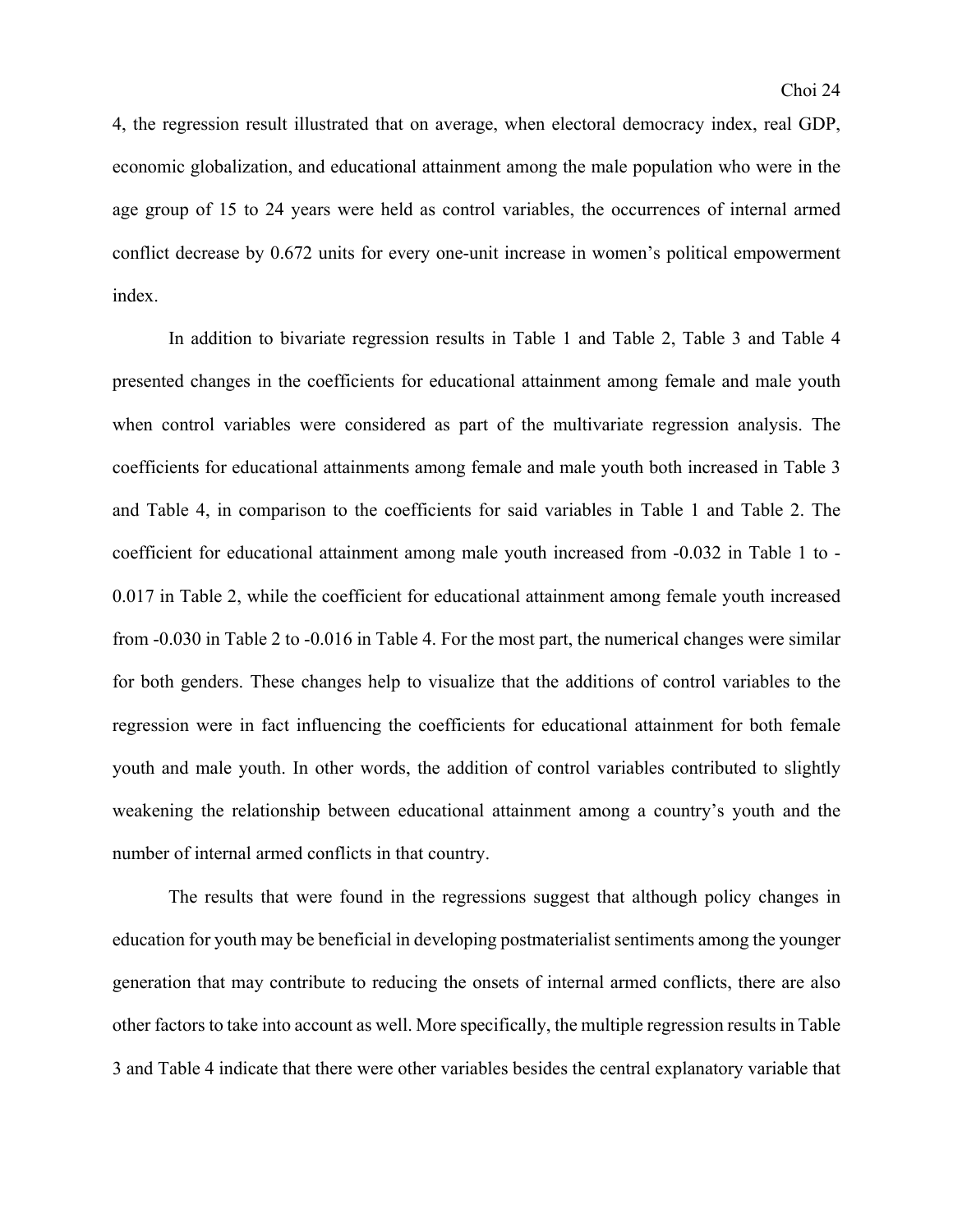4, the regression result illustrated that on average, when electoral democracy index, real GDP, economic globalization, and educational attainment among the male population who were in the age group of 15 to 24 years were held as control variables, the occurrences of internal armed conflict decrease by 0.672 units for every one-unit increase in women's political empowerment index.

In addition to bivariate regression results in Table 1 and Table 2, Table 3 and Table 4 presented changes in the coefficients for educational attainment among female and male youth when control variables were considered as part of the multivariate regression analysis. The coefficients for educational attainments among female and male youth both increased in Table 3 and Table 4, in comparison to the coefficients for said variables in Table 1 and Table 2. The coefficient for educational attainment among male youth increased from -0.032 in Table 1 to -0.017 in Table 2, while the coefficient for educational attainment among female youth increased from -0.030 in Table 2 to -0.016 in Table 4. For the most part, the numerical changes were similar for both genders. These changes help to visualize that the additions of control variables to the regression were in fact influencing the coefficients for educational attainment for both female youth and male youth. In other words, the addition of control variables contributed to slightly weakening the relationship between educational attainment among a country's youth and the number of internal armed conflicts in that country.

The results that were found in the regressions suggest that although policy changes in education for youth may be beneficial in developing postmaterialist sentiments among the younger generation that may contribute to reducing the onsets of internal armed conflicts, there are also other factors to take into account as well. More specifically, the multiple regression results in Table 3 and Table 4 indicate that there were other variables besides the central explanatory variable that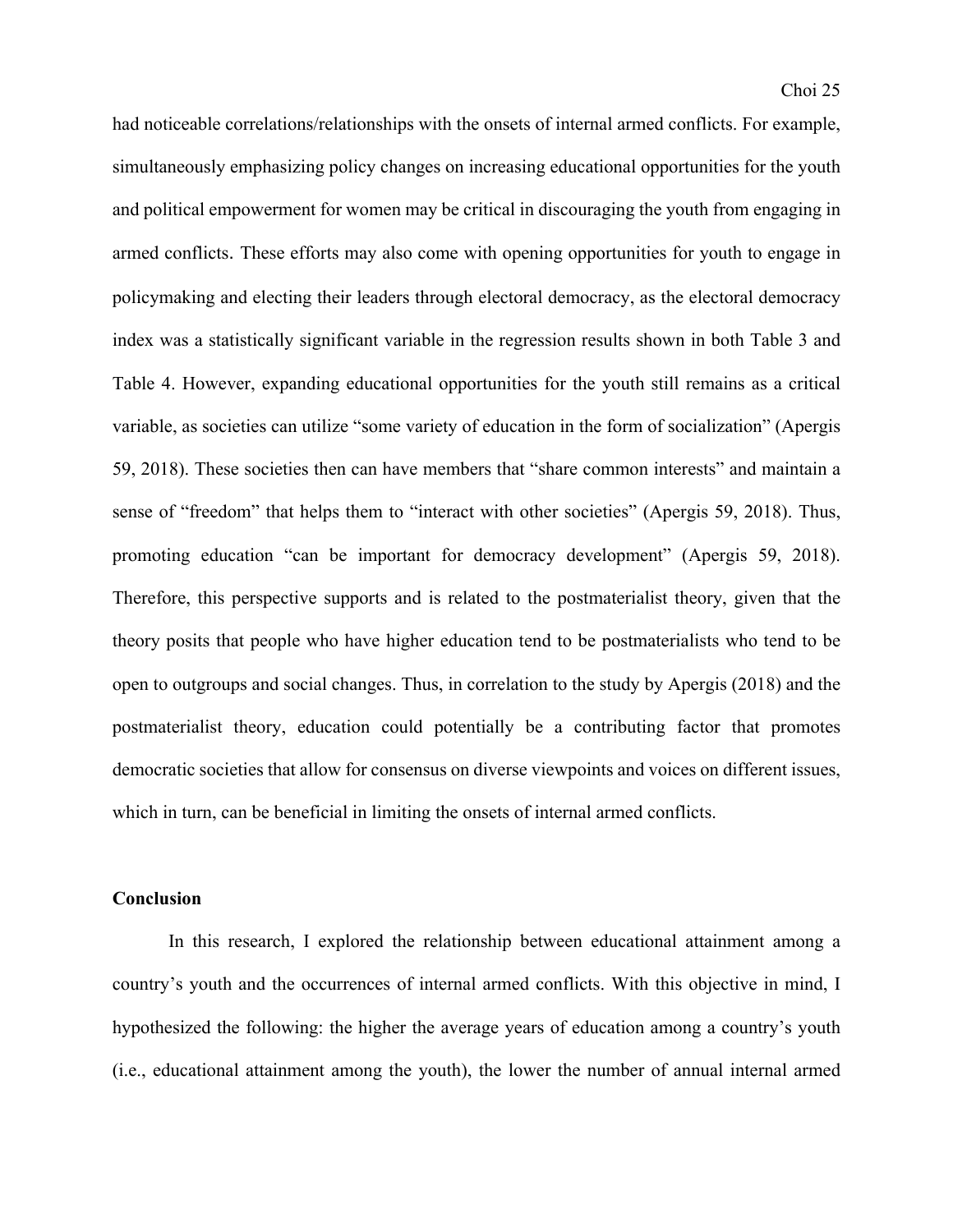had noticeable correlations/relationships with the onsets of internal armed conflicts. For example, simultaneously emphasizing policy changes on increasing educational opportunities for the youth and political empowerment for women may be critical in discouraging the youth from engaging in armed conflicts. These efforts may also come with opening opportunities for youth to engage in policymaking and electing their leaders through electoral democracy, as the electoral democracy index was a statistically significant variable in the regression results shown in both Table 3 and Table 4. However, expanding educational opportunities for the youth still remains as a critical variable, as societies can utilize "some variety of education in the form of socialization" (Apergis 59, 2018). These societies then can have members that "share common interests" and maintain a sense of "freedom" that helps them to "interact with other societies" (Apergis 59, 2018). Thus, promoting education "can be important for democracy development" (Apergis 59, 2018). Therefore, this perspective supports and is related to the postmaterialist theory, given that the theory posits that people who have higher education tend to be postmaterialists who tend to be open to outgroups and social changes. Thus, in correlation to the study by Apergis (2018) and the postmaterialist theory, education could potentially be a contributing factor that promotes democratic societies that allow for consensus on diverse viewpoints and voices on different issues, which in turn, can be beneficial in limiting the onsets of internal armed conflicts.

## Conclusion

In this research, I explored the relationship between educational attainment among a country's youth and the occurrences of internal armed conflicts. With this objective in mind, I hypothesized the following: the higher the average years of education among a country's youth (i.e., educational attainment among the youth), the lower the number of annual internal armed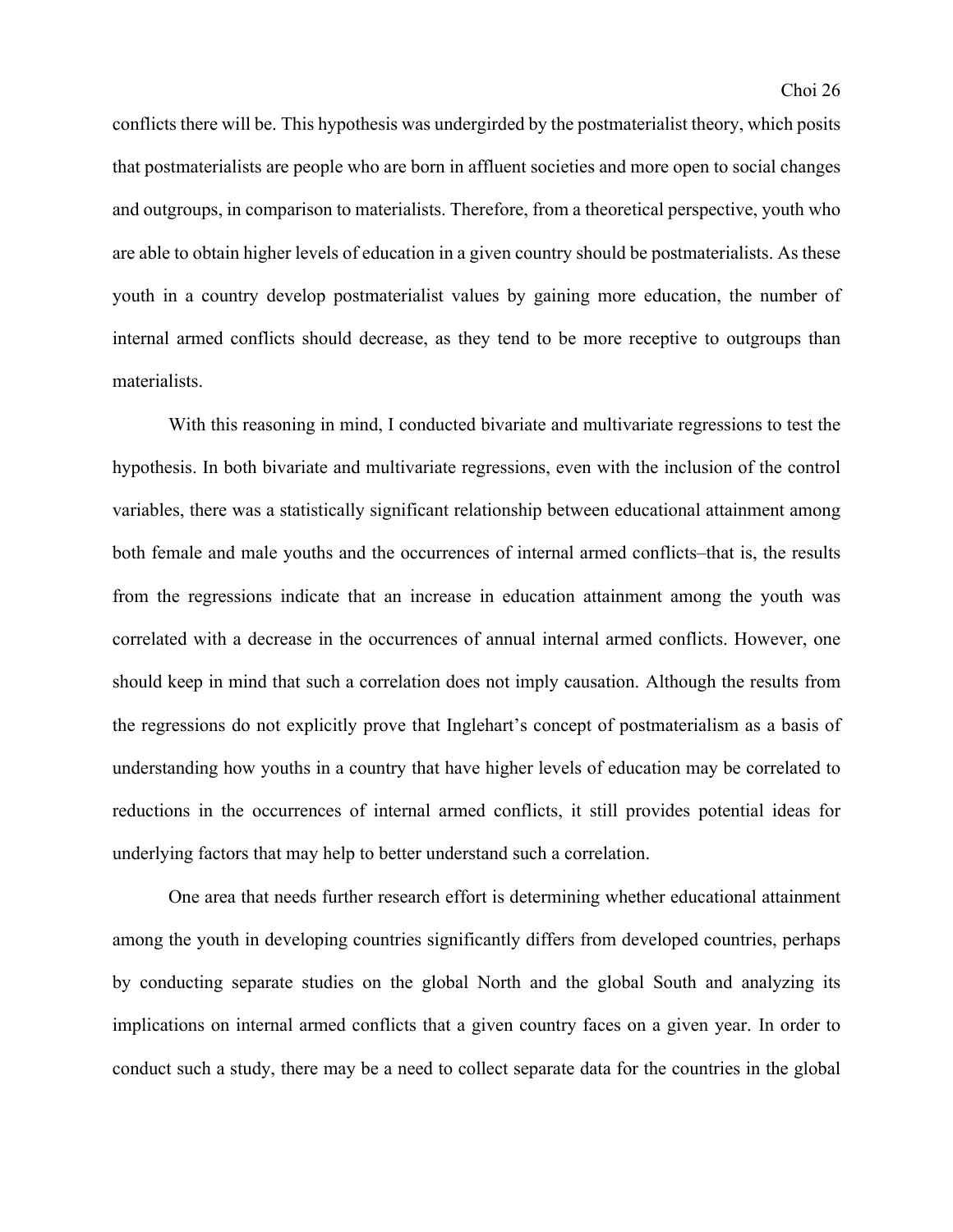conflicts there will be. This hypothesis was undergirded by the postmaterialist theory, which posits that postmaterialists are people who are born in affluent societies and more open to social changes and outgroups, in comparison to materialists. Therefore, from a theoretical perspective, youth who are able to obtain higher levels of education in a given country should be postmaterialists. As these youth in a country develop postmaterialist values by gaining more education, the number of internal armed conflicts should decrease, as they tend to be more receptive to outgroups than materialists.

With this reasoning in mind, I conducted bivariate and multivariate regressions to test the hypothesis. In both bivariate and multivariate regressions, even with the inclusion of the control variables, there was a statistically significant relationship between educational attainment among both female and male youths and the occurrences of internal armed conflicts–that is, the results from the regressions indicate that an increase in education attainment among the youth was correlated with a decrease in the occurrences of annual internal armed conflicts. However, one should keep in mind that such a correlation does not imply causation. Although the results from the regressions do not explicitly prove that Inglehart's concept of postmaterialism as a basis of understanding how youths in a country that have higher levels of education may be correlated to reductions in the occurrences of internal armed conflicts, it still provides potential ideas for underlying factors that may help to better understand such a correlation.

One area that needs further research effort is determining whether educational attainment among the youth in developing countries significantly differs from developed countries, perhaps by conducting separate studies on the global North and the global South and analyzing its implications on internal armed conflicts that a given country faces on a given year. In order to conduct such a study, there may be a need to collect separate data for the countries in the global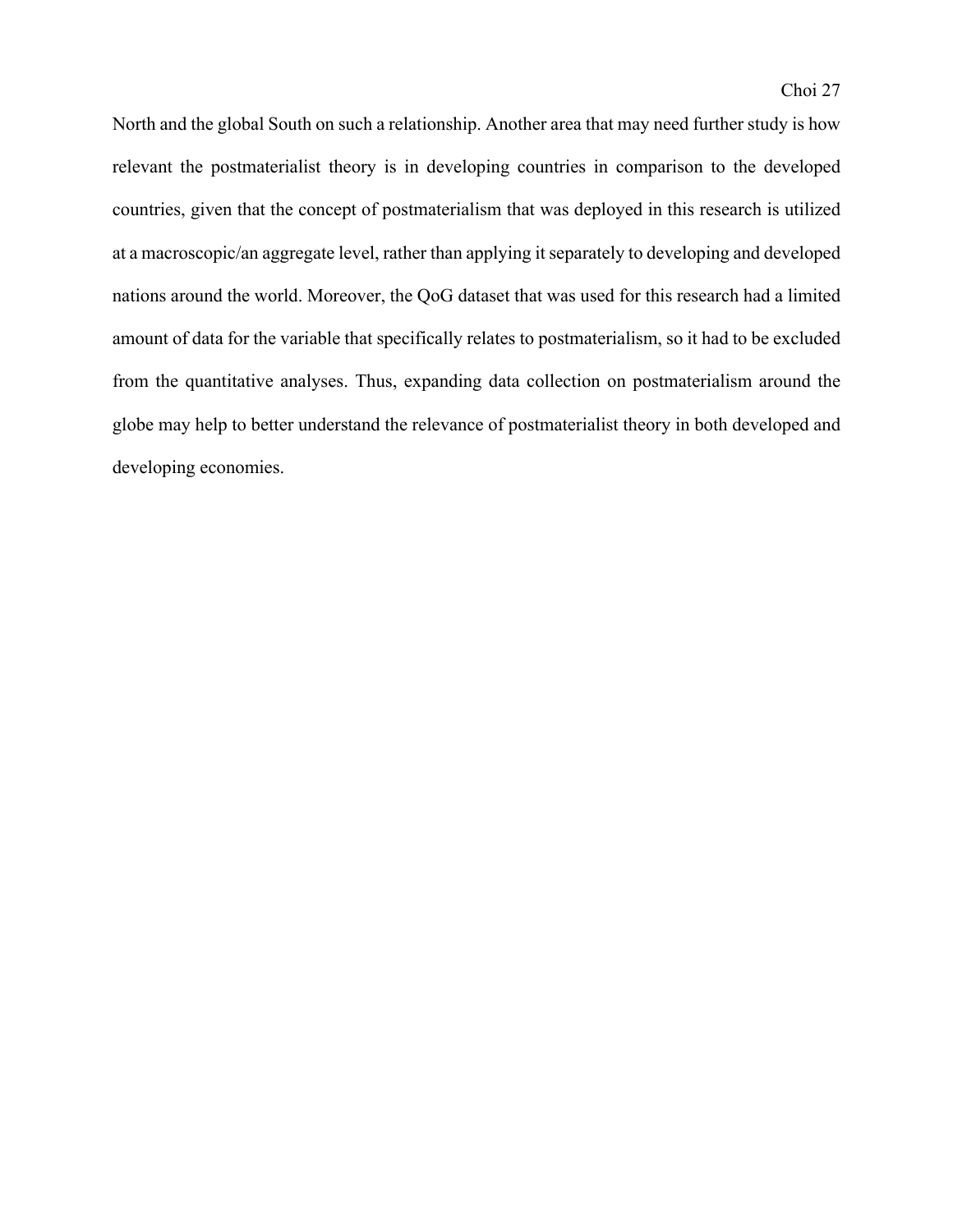North and the global South on such a relationship. Another area that may need further study is how relevant the postmaterialist theory is in developing countries in comparison to the developed countries, given that the concept of postmaterialism that was deployed in this research is utilized at a macroscopic/an aggregate level, rather than applying it separately to developing and developed nations around the world. Moreover, the QoG dataset that was used for this research had a limited amount of data for the variable that specifically relates to postmaterialism, so it had to be excluded from the quantitative analyses. Thus, expanding data collection on postmaterialism around the globe may help to better understand the relevance of postmaterialist theory in both developed and developing economies.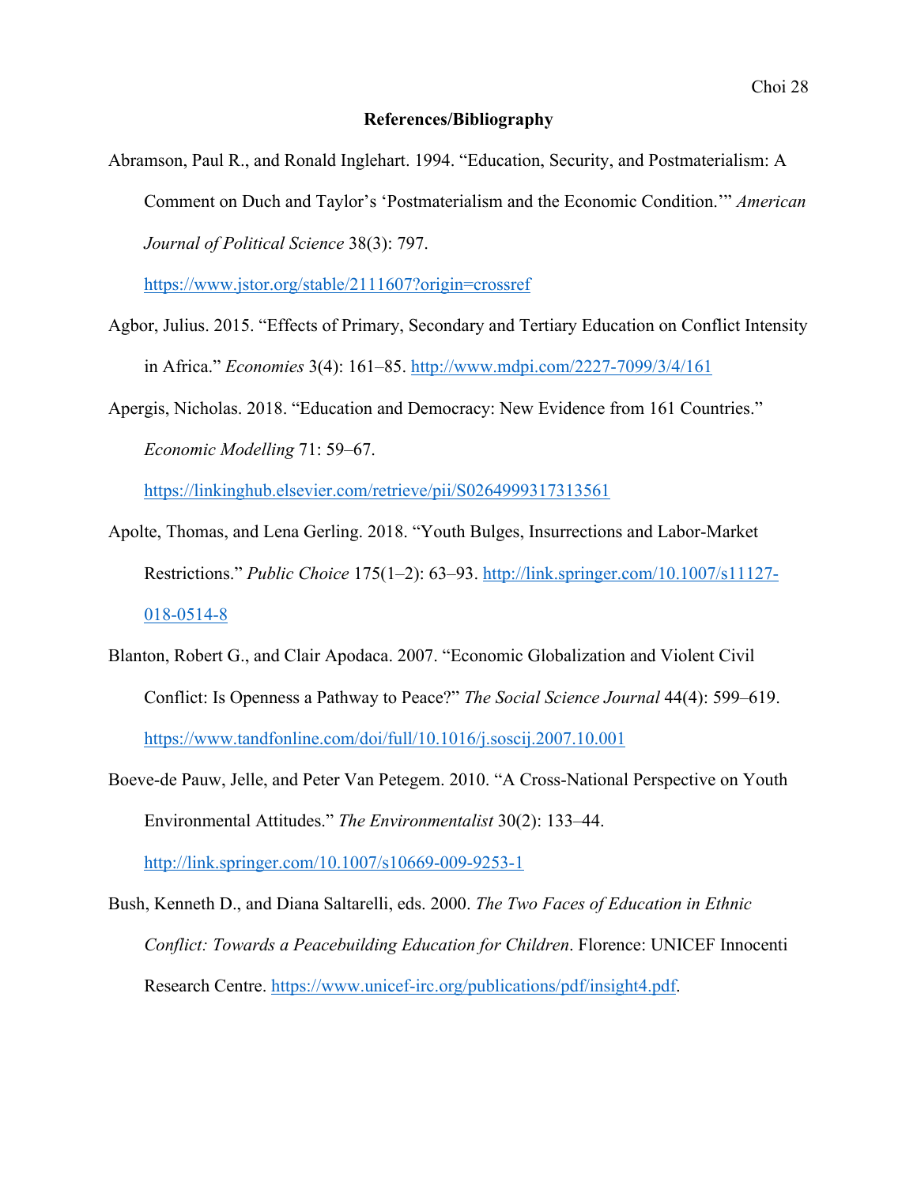**References/Bibliography**

Abramson, Paul R., and Ronald Inglehart. 1994. "Education, Security, and Postmaterialism: A Comment on Duch and Taylor's 'Postmaterialism and the Economic Condition.'" *American Journal of Political Science* 38(3): 797. https://www.jstor.org/stable/2111607?origin=crossref

Agbor, Julius. 2015. "Effects of Primary, Secondary and Tertiary Education on Conflict Intensity in Africa." *Economies* 3(4): 161–85. http://www.mdpi.com/2227-7099/3/4/161

Apergis, Nicholas. 2018. "Education and Democracy: New Evidence from 161 Countries." *Economic Modelling* 71: 59–67. https://linkinghub.elsevier.com/retrieve/pii/S0264999317313561

Apolte, Thomas, and Lena Gerling. 2018. "Youth Bulges, Insurrections and Labor-Market Restrictions." *Public Choice* 175(1–2): 63–93. http://link.springer.com/10.1007/s11127-018-0514-8

Blanton, Robert G., and Clair Apodaca. 2007. "Economic Globalization and Violent Civil Conflict: Is Openness a Pathway to Peace?" *The Social Science Journal* 44(4): 599–619. https://www.tandfonline.com/doi/full/10.1016/j.soscij.2007.10.001

Boeve-de Pauw, Jelle, and Peter Van Petegem. 2010. "A Cross-National Perspective on Youth Environmental Attitudes." *The Environmentalist* 30(2): 133–44. http://link.springer.com/10.1007/s10669-009-9253-1

Bush, Kenneth D., and Diana Saltarelli, eds. 2000. *The Two Faces of Education in Ethnic Conflict: Towards a Peacebuilding Education for Children*. Florence: UNICEF Innocenti Research Centre. https://www.unicef-irc.org/publications/pdf/insight4.pdf.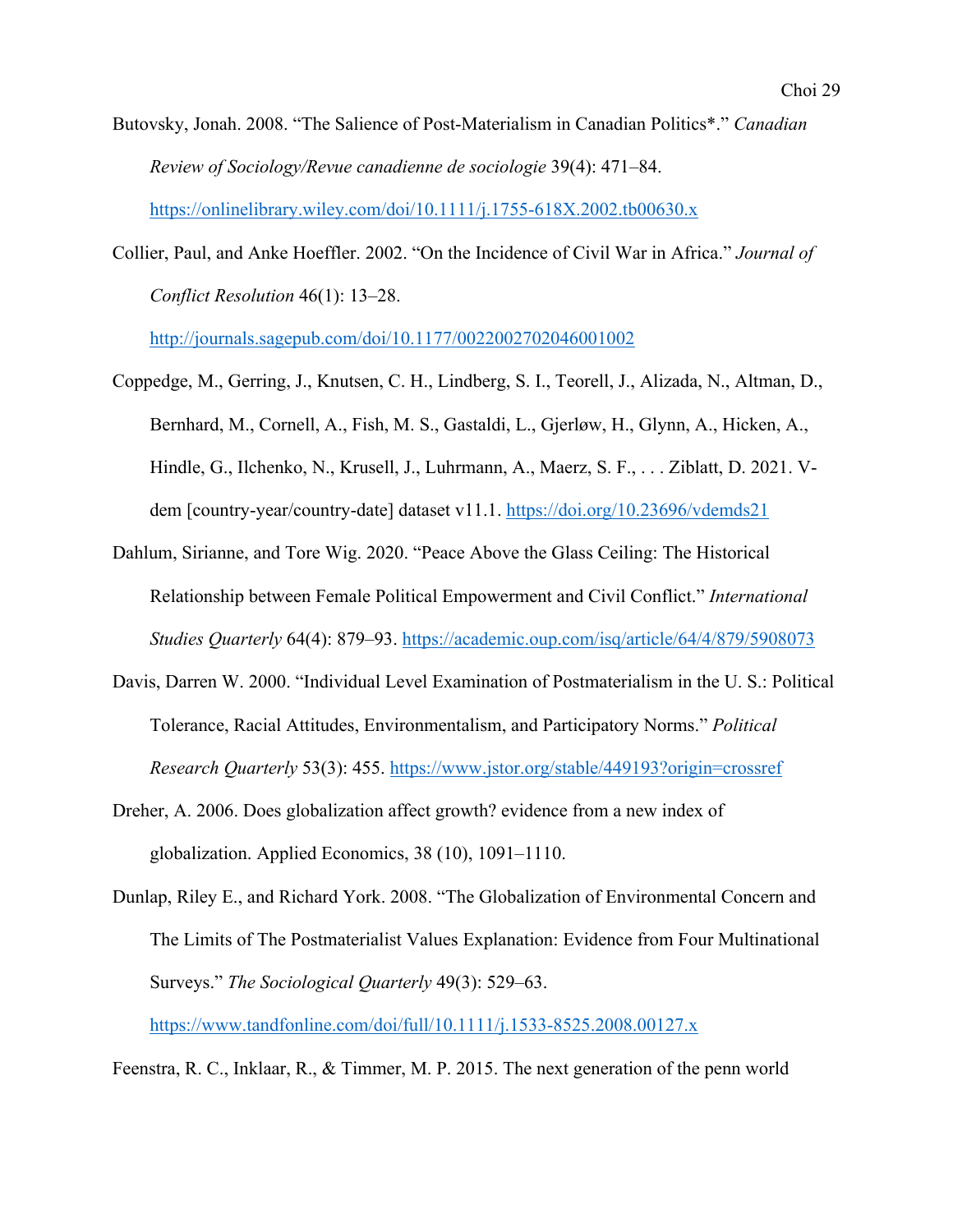Butovsky, Jonah. 2008. "The Salience of Post-Materialism in Canadian Politics*." *Canadian Review of Sociology/Revue canadienne de sociologie* 39(4): 471–84. https://onlinelibrary.wiley.com/doi/10.1111/j.1755-618X.2002.tb00630.x

Collier, Paul, and Anke Hoeffler. 2002. "On the Incidence of Civil War in Africa." *Journal of Conflict Resolution* 46(1): 13–28. http://journals.sagepub.com/doi/10.1177/0022002702046001002

Coppedge, M., Gerring, J., Knutsen, C. H., Lindberg, S. I., Teorell, J., Alizada, N., Altman, D., Bernhard, M., Cornell, A., Fish, M. S., Gastaldi, L., Gjerløw, H., Glynn, A., Hicken, A., Hindle, G., Ilchenko, N., Krusell, J., Luhrmann, A., Maerz, S. F., . . . Ziblatt, D. 2021. V-dem [country-year/country-date] dataset v11.1. https://doi.org/10.23696/vdemds21

Dahlum, Sirianne, and Tore Wig. 2020. "Peace Above the Glass Ceiling: The Historical Relationship between Female Political Empowerment and Civil Conflict." *International Studies Quarterly* 64(4): 879–93. https://academic.oup.com/isq/article/64/4/879/5908073

Davis, Darren W. 2000. "Individual Level Examination of Postmaterialism in the U. S.: Political Tolerance, Racial Attitudes, Environmentalism, and Participatory Norms." *Political Research Quarterly* 53(3): 455. https://www.jstor.org/stable/449193?origin=crossref

Dreher, A. 2006. Does globalization affect growth? evidence from a new index of globalization. Applied Economics, 38 (10), 1091–1110.

Dunlap, Riley E., and Richard York. 2008. "The Globalization of Environmental Concern and The Limits of The Postmaterialist Values Explanation: Evidence from Four Multinational Surveys." *The Sociological Quarterly* 49(3): 529–63. https://www.tandfonline.com/doi/full/10.1111/j.1533-8525.2008.00127.x

Feenstra, R. C., Inklaar, R., & Timmer, M. P. 2015. The next generation of the penn world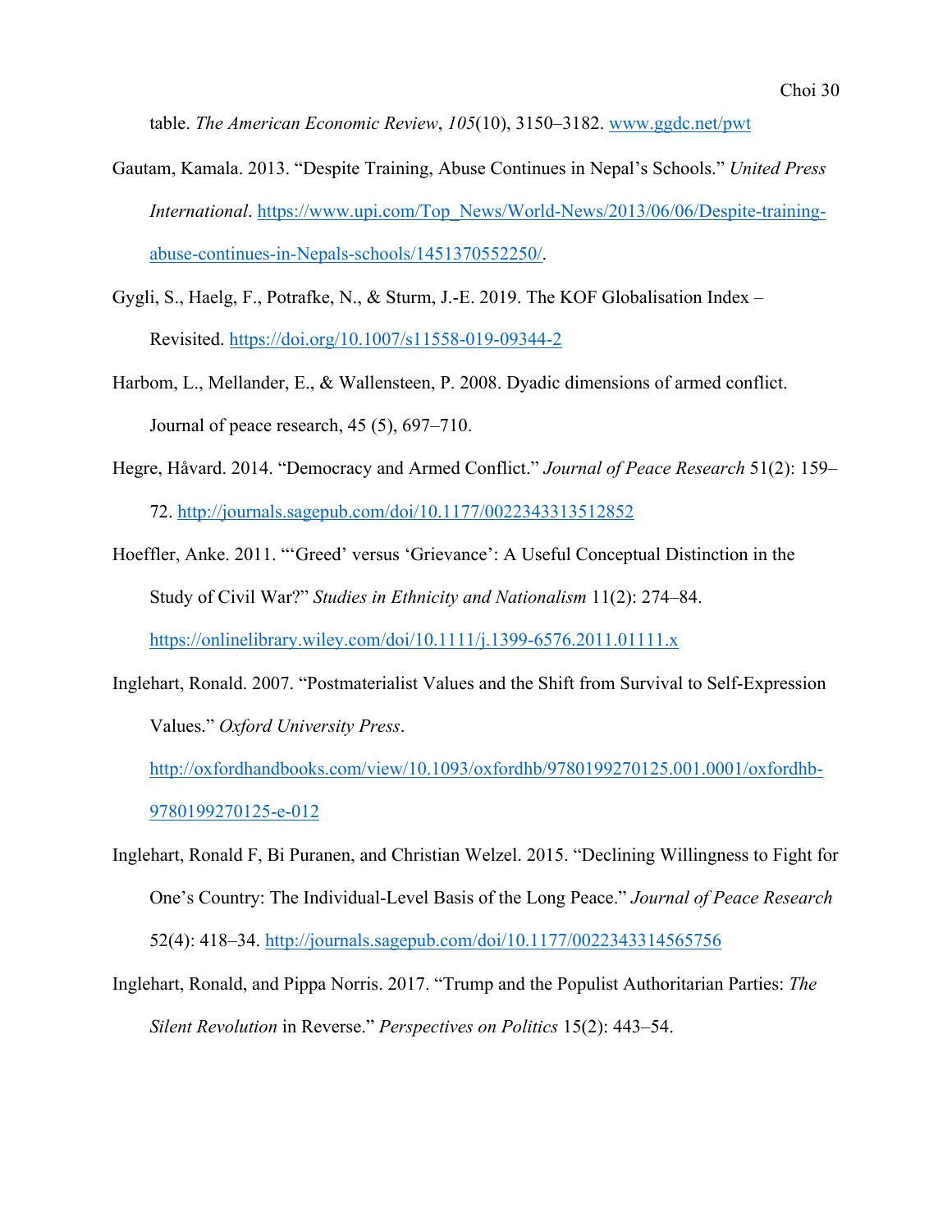table. *The American Economic Review*, *105*(10), 3150–3182. www.ggdc.net/pwt

Gautam, Kamala. 2013. "Despite Training, Abuse Continues in Nepal's Schools." *United Press International*. https://www.upi.com/Top_News/World-News/2013/06/06/Despite-training-abuse-continues-in-Nepals-schools/1451370552250/.

Gygli, S., Haelg, F., Potrafke, N., & Sturm, J.-E. 2019. The KOF Globalisation Index – Revisited. https://doi.org/10.1007/s11558-019-09344-2

Harbom, L., Mellander, E., & Wallensteen, P. 2008. Dyadic dimensions of armed conflict. Journal of peace research, 45 (5), 697–710.

Hegre, Håvard. 2014. "Democracy and Armed Conflict." *Journal of Peace Research* 51(2): 159–72. http://journals.sagepub.com/doi/10.1177/0022343313512852

Hoeffler, Anke. 2011. "'Greed' versus 'Grievance': A Useful Conceptual Distinction in the Study of Civil War?" *Studies in Ethnicity and Nationalism* 11(2): 274–84. https://onlinelibrary.wiley.com/doi/10.1111/j.1399-6576.2011.01111.x

Inglehart, Ronald. 2007. "Postmaterialist Values and the Shift from Survival to Self-Expression Values." *Oxford University Press*. http://oxfordhandbooks.com/view/10.1093/oxfordhb/9780199270125.001.0001/oxfordhb-9780199270125-e-012

Inglehart, Ronald F, Bi Puranen, and Christian Welzel. 2015. "Declining Willingness to Fight for One's Country: The Individual-Level Basis of the Long Peace." *Journal of Peace Research* 52(4): 418–34. http://journals.sagepub.com/doi/10.1177/0022343314565756

Inglehart, Ronald, and Pippa Norris. 2017. "Trump and the Populist Authoritarian Parties: *The Silent Revolution* in Reverse." *Perspectives on Politics* 15(2): 443–54.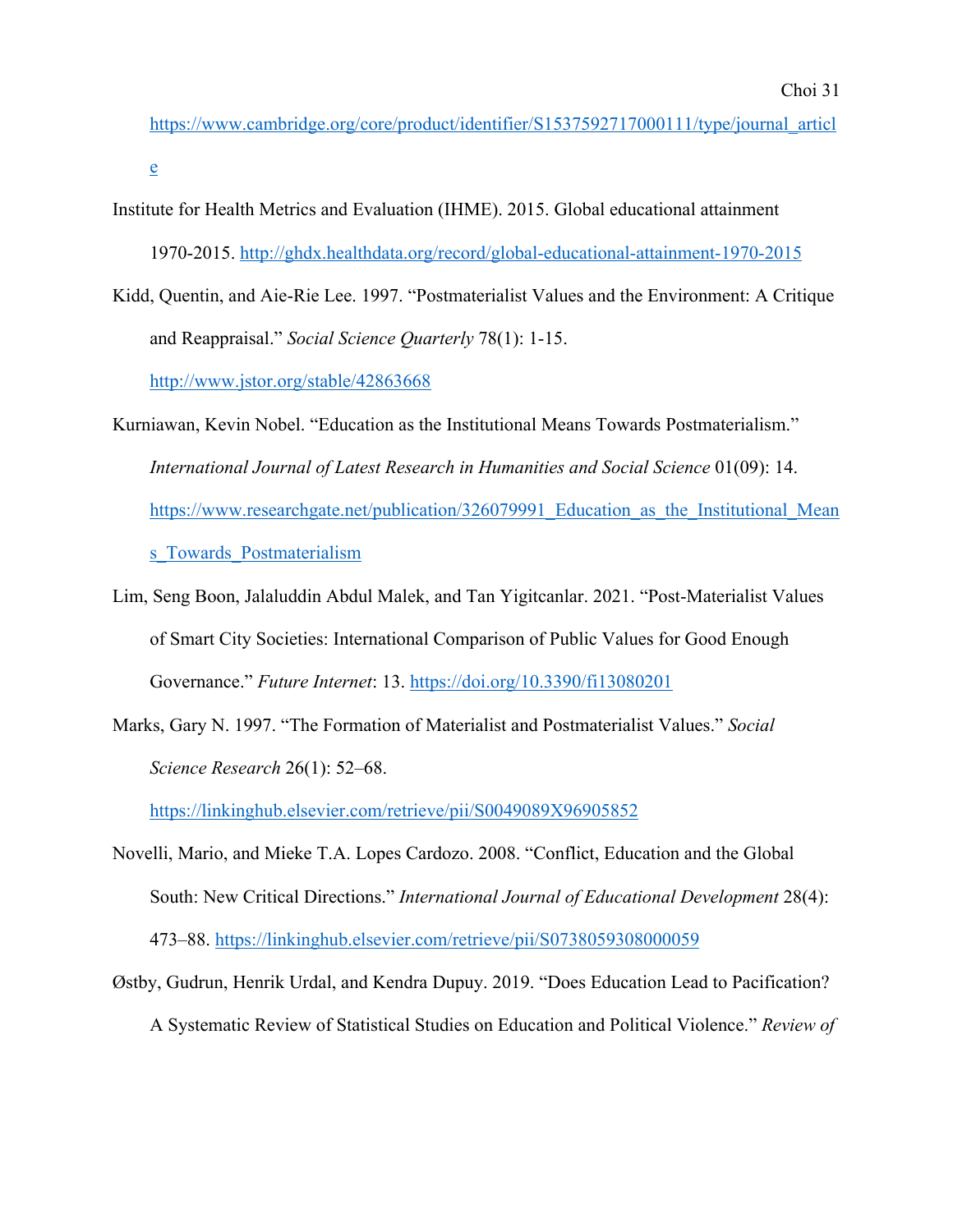https://www.cambridge.org/core/product/identifier/S1537592717000111/type/journal_article

Institute for Health Metrics and Evaluation (IHME). 2015. Global educational attainment 1970-2015. http://ghdx.healthdata.org/record/global-educational-attainment-1970-2015

Kidd, Quentin, and Aie-Rie Lee. 1997. "Postmaterialist Values and the Environment: A Critique and Reappraisal." *Social Science Quarterly* 78(1): 1-15. http://www.jstor.org/stable/42863668

Kurniawan, Kevin Nobel. "Education as the Institutional Means Towards Postmaterialism." *International Journal of Latest Research in Humanities and Social Science* 01(09): 14. https://www.researchgate.net/publication/326079991_Education_as_the_Institutional_Means_Towards_Postmaterialism

Lim, Seng Boon, Jalaluddin Abdul Malek, and Tan Yigitcanlar. 2021. "Post-Materialist Values of Smart City Societies: International Comparison of Public Values for Good Enough Governance." *Future Internet*: 13. https://doi.org/10.3390/fi13080201

Marks, Gary N. 1997. "The Formation of Materialist and Postmaterialist Values." *Social Science Research* 26(1): 52–68. https://linkinghub.elsevier.com/retrieve/pii/S0049089X96905852

Novelli, Mario, and Mieke T.A. Lopes Cardozo. 2008. "Conflict, Education and the Global South: New Critical Directions." *International Journal of Educational Development* 28(4): 473–88. https://linkinghub.elsevier.com/retrieve/pii/S0738059308000059

Østby, Gudrun, Henrik Urdal, and Kendra Dupuy. 2019. "Does Education Lead to Pacification? A Systematic Review of Statistical Studies on Education and Political Violence." *Review of*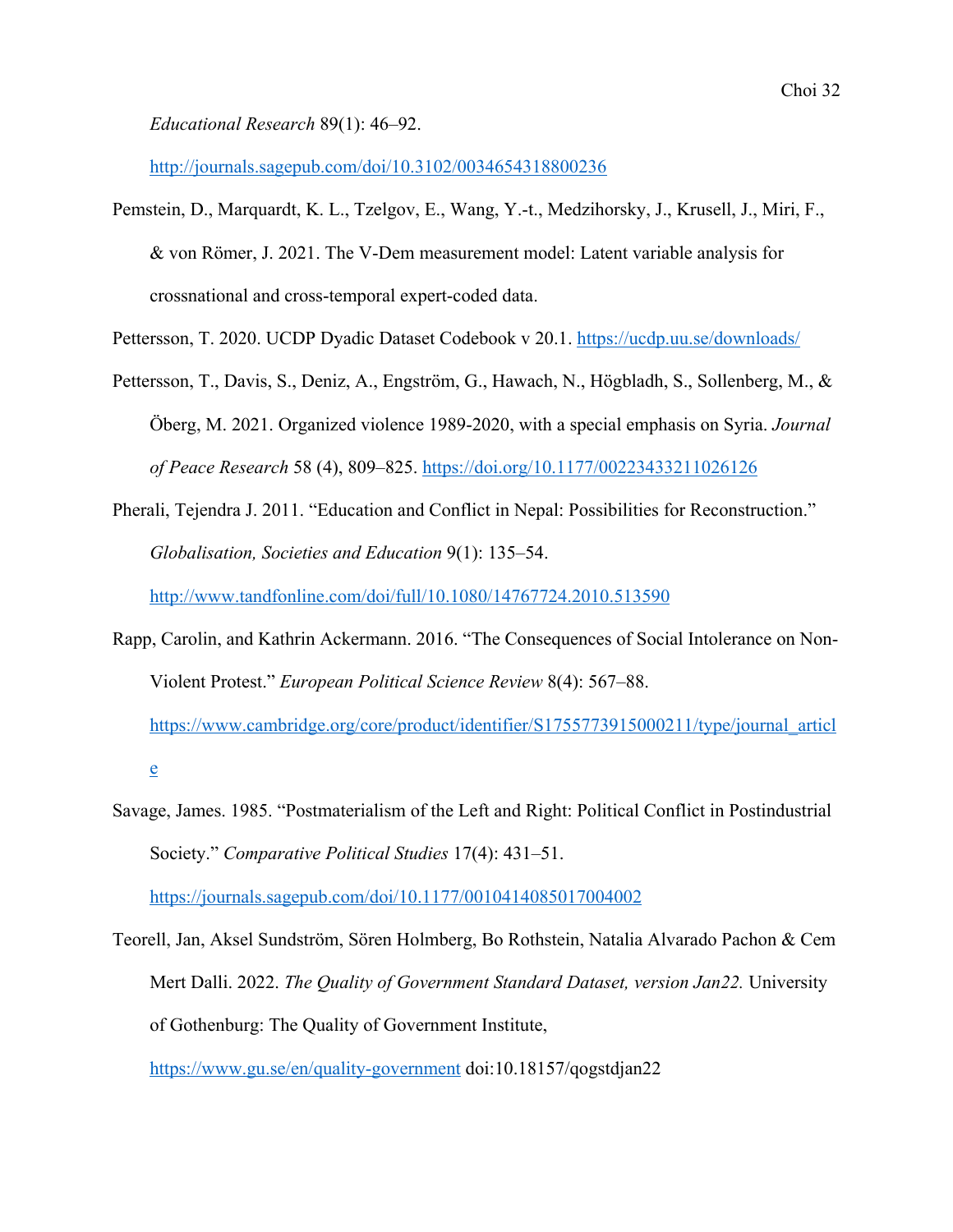*Educational Research* 89(1): 46–92.
http://journals.sagepub.com/doi/10.3102/0034654318800236

Pemstein, D., Marquardt, K. L., Tzelgov, E., Wang, Y.-t., Medzihorsky, J., Krusell, J., Miri, F., & von Römer, J. 2021. The V-Dem measurement model: Latent variable analysis for crossnational and cross-temporal expert-coded data.

Pettersson, T. 2020. UCDP Dyadic Dataset Codebook v 20.1. https://ucdp.uu.se/downloads/

Pettersson, T., Davis, S., Deniz, A., Engström, G., Hawach, N., Högbladh, S., Sollenberg, M., & Öberg, M. 2021. Organized violence 1989-2020, with a special emphasis on Syria. *Journal of Peace Research* 58 (4), 809–825. https://doi.org/10.1177/00223433211026126

Pherali, Tejendra J. 2011. "Education and Conflict in Nepal: Possibilities for Reconstruction." *Globalisation, Societies and Education* 9(1): 135–54.
http://www.tandfonline.com/doi/full/10.1080/14767724.2010.513590

Rapp, Carolin, and Kathrin Ackermann. 2016. "The Consequences of Social Intolerance on Non-Violent Protest." *European Political Science Review* 8(4): 567–88.
https://www.cambridge.org/core/product/identifier/S1755773915000211/type/journal_article

Savage, James. 1985. "Postmaterialism of the Left and Right: Political Conflict in Postindustrial Society." *Comparative Political Studies* 17(4): 431–51.
https://journals.sagepub.com/doi/10.1177/0010414085017004002

Teorell, Jan, Aksel Sundström, Sören Holmberg, Bo Rothstein, Natalia Alvarado Pachon & Cem Mert Dalli. 2022. *The Quality of Government Standard Dataset, version Jan22.* University of Gothenburg: The Quality of Government Institute,
https://www.gu.se/en/quality-government doi:10.18157/qogstdjan22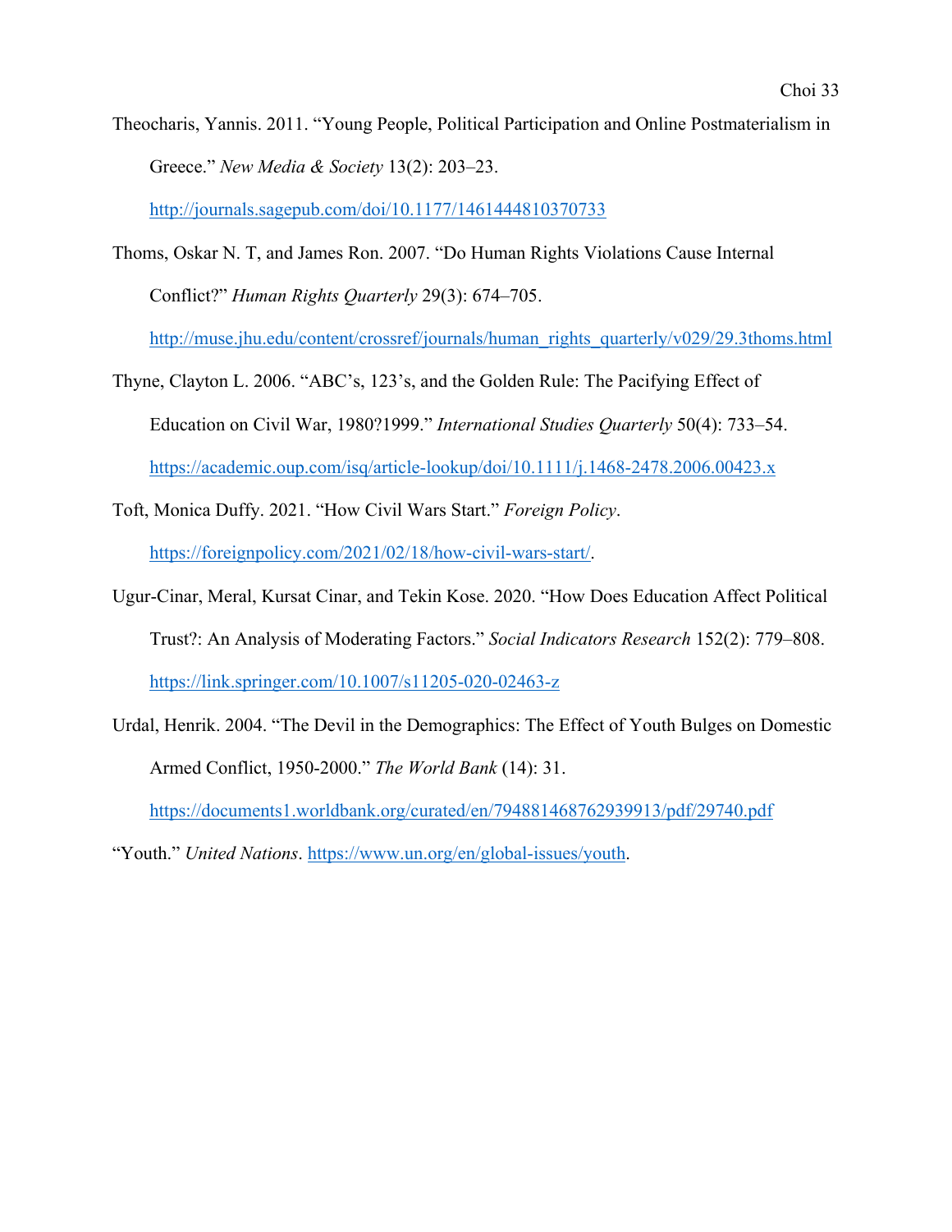Theocharis, Yannis. 2011. "Young People, Political Participation and Online Postmaterialism in Greece." *New Media & Society* 13(2): 203–23. http://journals.sagepub.com/doi/10.1177/1461444810370733

Thoms, Oskar N. T, and James Ron. 2007. "Do Human Rights Violations Cause Internal Conflict?" *Human Rights Quarterly* 29(3): 674–705. http://muse.jhu.edu/content/crossref/journals/human_rights_quarterly/v029/29.3thoms.html

Thyne, Clayton L. 2006. "ABC's, 123's, and the Golden Rule: The Pacifying Effect of Education on Civil War, 1980?1999." *International Studies Quarterly* 50(4): 733–54. https://academic.oup.com/isq/article-lookup/doi/10.1111/j.1468-2478.2006.00423.x

Toft, Monica Duffy. 2021. "How Civil Wars Start." *Foreign Policy*. https://foreignpolicy.com/2021/02/18/how-civil-wars-start/.

Ugur-Cinar, Meral, Kursat Cinar, and Tekin Kose. 2020. "How Does Education Affect Political Trust?: An Analysis of Moderating Factors." *Social Indicators Research* 152(2): 779–808. https://link.springer.com/10.1007/s11205-020-02463-z

Urdal, Henrik. 2004. "The Devil in the Demographics: The Effect of Youth Bulges on Domestic Armed Conflict, 1950-2000." *The World Bank* (14): 31. https://documents1.worldbank.org/curated/en/794881468762939913/pdf/29740.pdf

"Youth." *United Nations*. https://www.un.org/en/global-issues/youth.